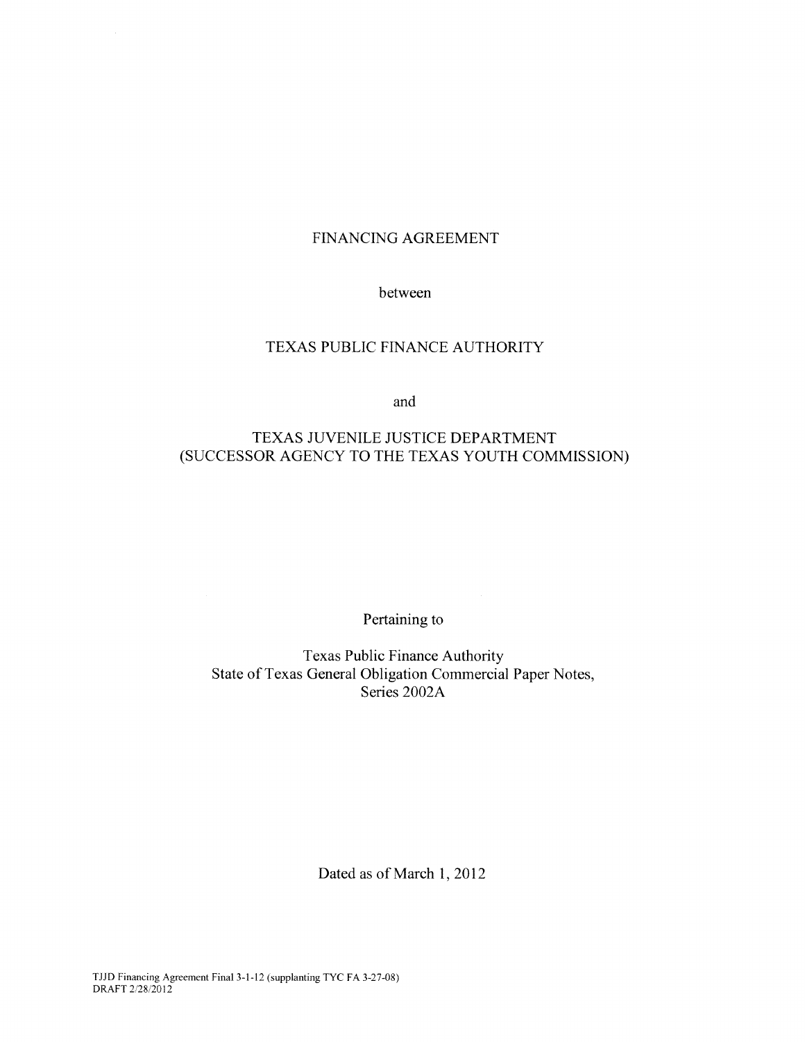# FINANCING AGREEMENT

between

## TEXAS PUBLIC FINANCE AUTHORITY

and

## TEXAS JUVENILE JUSTICE DEPARTMENT (SUCCESSOR AGENCY TO THE TEXAS YOUTH COMMISSION)

Pertaining to

Texas Public Finance Authority
State of Texas General Obligation Commercial Paper Notes,
Series 2002A

Dated as of March 1, 2012

TJJD Financing Agreement Final 3-1-12 (supplanting TYC FA 3-27-08)
DRAFT 2/28/2012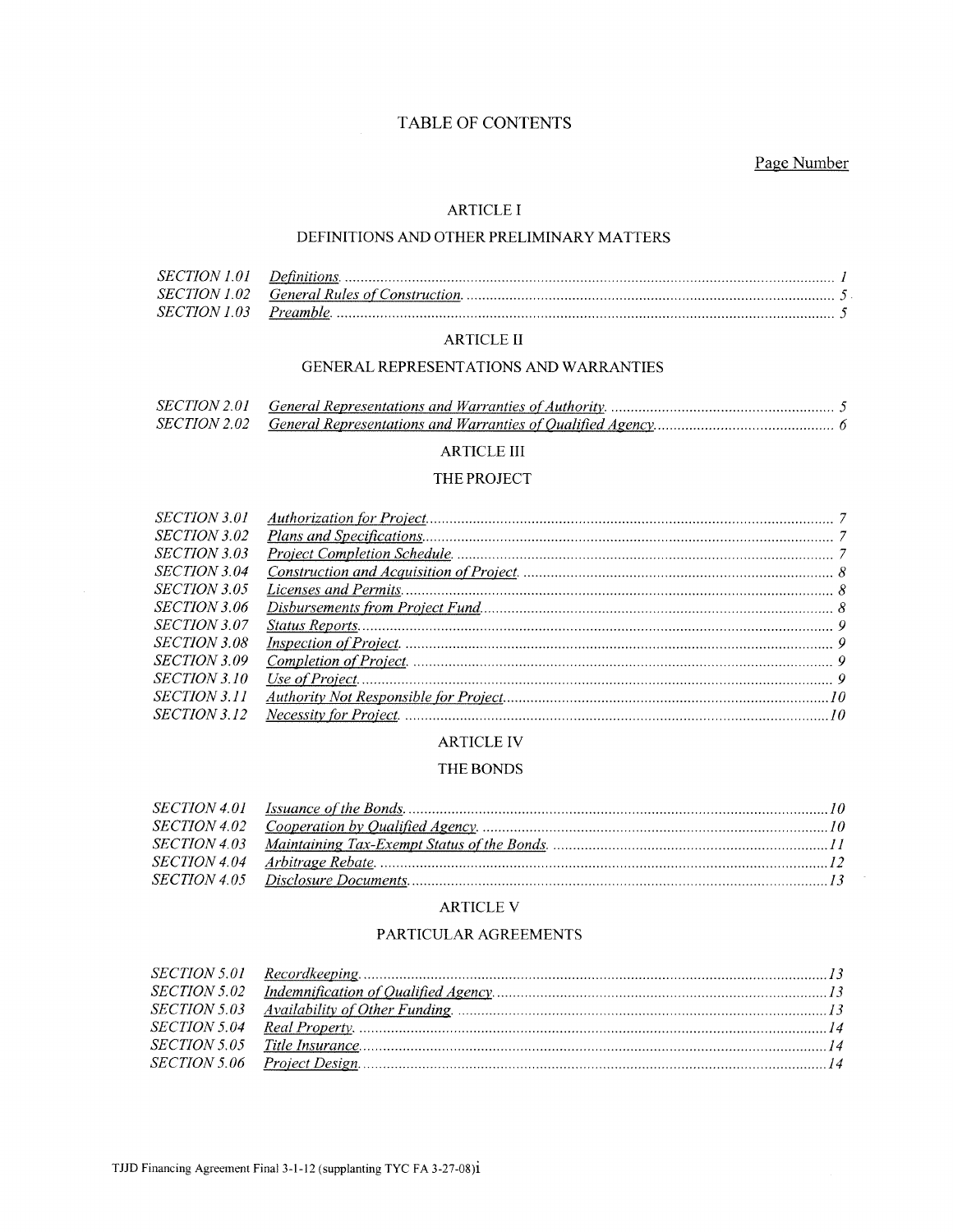# TABLE OF CONTENTS

Page Number

## ARTICLE I

### DEFINITIONS AND OTHER PRELIMINARY MATTERS

| | | |
|---|---|---|
| *SECTION 1.01* | *Definitions.* | *1* |
| *SECTION 1.02* | *General Rules of Construction.* | *5* |
| *SECTION 1.03* | *Preamble.* | *5* |

## ARTICLE II

### GENERAL REPRESENTATIONS AND WARRANTIES

| | | |
|---|---|---|
| *SECTION 2.01* | *General Representations and Warranties of Authority.* | *5* |
| *SECTION 2.02* | *General Representations and Warranties of Qualified Agency.* | *6* |

## ARTICLE III

### THE PROJECT

| | | |
|---|---|---|
| *SECTION 3.01* | *Authorization for Project.* | *7* |
| *SECTION 3.02* | *Plans and Specifications.* | *7* |
| *SECTION 3.03* | *Project Completion Schedule.* | *7* |
| *SECTION 3.04* | *Construction and Acquisition of Project.* | *8* |
| *SECTION 3.05* | *Licenses and Permits.* | *8* |
| *SECTION 3.06* | *Disbursements from Project Fund.* | *8* |
| *SECTION 3.07* | *Status Reports.* | *9* |
| *SECTION 3.08* | *Inspection of Project.* | *9* |
| *SECTION 3.09* | *Completion of Project.* | *9* |
| *SECTION 3.10* | *Use of Project.* | *9* |
| *SECTION 3.11* | *Authority Not Responsible for Project.* | *10* |
| *SECTION 3.12* | *Necessity for Project.* | *10* |

## ARTICLE IV

### THE BONDS

| | | |
|---|---|---|
| *SECTION 4.01* | *Issuance of the Bonds.* | *10* |
| *SECTION 4.02* | *Cooperation by Qualified Agency.* | *10* |
| *SECTION 4.03* | *Maintaining Tax-Exempt Status of the Bonds.* | *11* |
| *SECTION 4.04* | *Arbitrage Rebate.* | *12* |
| *SECTION 4.05* | *Disclosure Documents.* | *13* |

## ARTICLE V

### PARTICULAR AGREEMENTS

| | | |
|---|---|---|
| *SECTION 5.01* | *Recordkeeping.* | *13* |
| *SECTION 5.02* | *Indemnification of Qualified Agency.* | *13* |
| *SECTION 5.03* | *Availability of Other Funding.* | *13* |
| *SECTION 5.04* | *Real Property.* | *14* |
| *SECTION 5.05* | *Title Insurance.* | *14* |
| *SECTION 5.06* | *Project Design.* | *14* |

TJJD Financing Agreement Final 3-1-12 (supplanting TYC FA 3-27-08)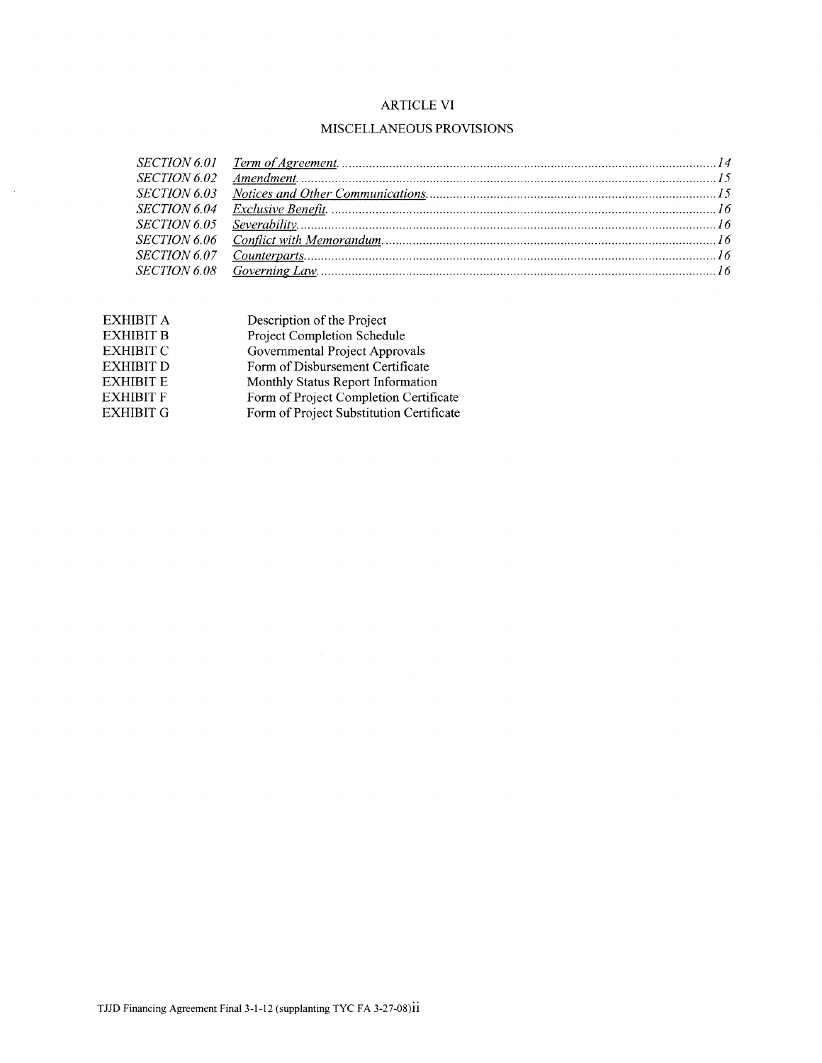## ARTICLE VI

## MISCELLANEOUS PROVISIONS

| | | |
|---|---|---|
| *SECTION 6.01* | *Term of Agreement.* | *14* |
| *SECTION 6.02* | *Amendment.* | *15* |
| *SECTION 6.03* | *Notices and Other Communications.* | *15* |
| *SECTION 6.04* | *Exclusive Benefit.* | *16* |
| *SECTION 6.05* | *Severability.* | *16* |
| *SECTION 6.06* | *Conflict with Memorandum.* | *16* |
| *SECTION 6.07* | *Counterparts.* | *16* |
| *SECTION 6.08* | *Governing Law.* | *16* |

| | |
|---|---|
| EXHIBIT A | Description of the Project |
| EXHIBIT B | Project Completion Schedule |
| EXHIBIT C | Governmental Project Approvals |
| EXHIBIT D | Form of Disbursement Certificate |
| EXHIBIT E | Monthly Status Report Information |
| EXHIBIT F | Form of Project Completion Certificate |
| EXHIBIT G | Form of Project Substitution Certificate |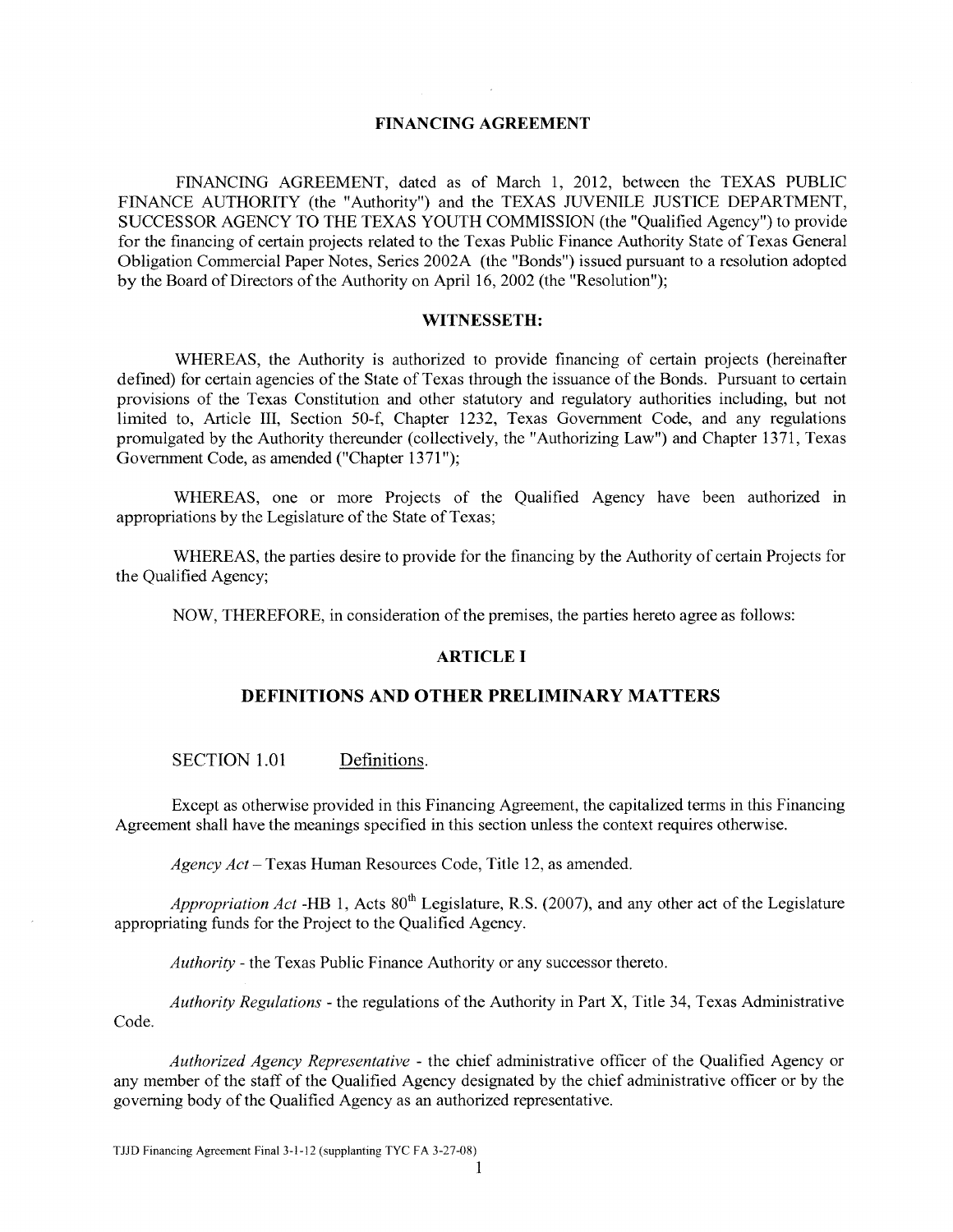# FINANCING AGREEMENT

FINANCING AGREEMENT, dated as of March 1, 2012, between the TEXAS PUBLIC FINANCE AUTHORITY (the "Authority") and the TEXAS JUVENILE JUSTICE DEPARTMENT, SUCCESSOR AGENCY TO THE TEXAS YOUTH COMMISSION (the "Qualified Agency") to provide for the financing of certain projects related to the Texas Public Finance Authority State of Texas General Obligation Commercial Paper Notes, Series 2002A (the "Bonds") issued pursuant to a resolution adopted by the Board of Directors of the Authority on April 16, 2002 (the "Resolution");

## WITNESSETH:

WHEREAS, the Authority is authorized to provide financing of certain projects (hereinafter defined) for certain agencies of the State of Texas through the issuance of the Bonds. Pursuant to certain provisions of the Texas Constitution and other statutory and regulatory authorities including, but not limited to, Article III, Section 50-f, Chapter 1232, Texas Government Code, and any regulations promulgated by the Authority thereunder (collectively, the "Authorizing Law") and Chapter 1371, Texas Government Code, as amended ("Chapter 1371");

WHEREAS, one or more Projects of the Qualified Agency have been authorized in appropriations by the Legislature of the State of Texas;

WHEREAS, the parties desire to provide for the financing by the Authority of certain Projects for the Qualified Agency;

NOW, THEREFORE, in consideration of the premises, the parties hereto agree as follows:

## ARTICLE I

## DEFINITIONS AND OTHER PRELIMINARY MATTERS

### SECTION 1.01 Definitions.

Except as otherwise provided in this Financing Agreement, the capitalized terms in this Financing Agreement shall have the meanings specified in this section unless the context requires otherwise.

*Agency Act* – Texas Human Resources Code, Title 12, as amended.

*Appropriation Act* -HB 1, Acts 80th Legislature, R.S. (2007), and any other act of the Legislature appropriating funds for the Project to the Qualified Agency.

*Authority* - the Texas Public Finance Authority or any successor thereto.

*Authority Regulations* - the regulations of the Authority in Part X, Title 34, Texas Administrative Code.

*Authorized Agency Representative* - the chief administrative officer of the Qualified Agency or any member of the staff of the Qualified Agency designated by the chief administrative officer or by the governing body of the Qualified Agency as an authorized representative.

TJJD Financing Agreement Final 3-1-12 (supplanting TYC FA 3-27-08)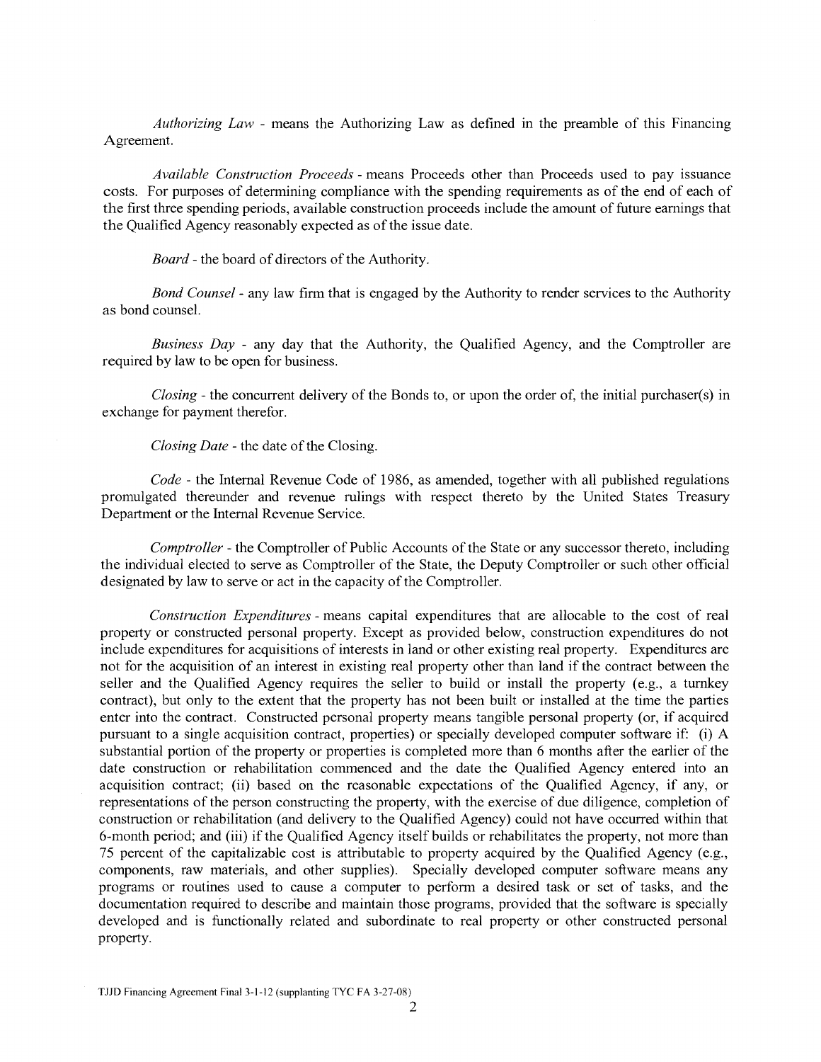*Authorizing Law* - means the Authorizing Law as defined in the preamble of this Financing Agreement.

*Available Construction Proceeds* - means Proceeds other than Proceeds used to pay issuance costs. For purposes of determining compliance with the spending requirements as of the end of each of the first three spending periods, available construction proceeds include the amount of future earnings that the Qualified Agency reasonably expected as of the issue date.

*Board* - the board of directors of the Authority.

*Bond Counsel* - any law firm that is engaged by the Authority to render services to the Authority as bond counsel.

*Business Day* - any day that the Authority, the Qualified Agency, and the Comptroller are required by law to be open for business.

*Closing* - the concurrent delivery of the Bonds to, or upon the order of, the initial purchaser(s) in exchange for payment therefor.

*Closing Date* - the date of the Closing.

*Code* - the Internal Revenue Code of 1986, as amended, together with all published regulations promulgated thereunder and revenue rulings with respect thereto by the United States Treasury Department or the Internal Revenue Service.

*Comptroller* - the Comptroller of Public Accounts of the State or any successor thereto, including the individual elected to serve as Comptroller of the State, the Deputy Comptroller or such other official designated by law to serve or act in the capacity of the Comptroller.

*Construction Expenditures* - means capital expenditures that are allocable to the cost of real property or constructed personal property. Except as provided below, construction expenditures do not include expenditures for acquisitions of interests in land or other existing real property. Expenditures are not for the acquisition of an interest in existing real property other than land if the contract between the seller and the Qualified Agency requires the seller to build or install the property (e.g., a turnkey contract), but only to the extent that the property has not been built or installed at the time the parties enter into the contract. Constructed personal property means tangible personal property (or, if acquired pursuant to a single acquisition contract, properties) or specially developed computer software if: (i) A substantial portion of the property or properties is completed more than 6 months after the earlier of the date construction or rehabilitation commenced and the date the Qualified Agency entered into an acquisition contract; (ii) based on the reasonable expectations of the Qualified Agency, if any, or representations of the person constructing the property, with the exercise of due diligence, completion of construction or rehabilitation (and delivery to the Qualified Agency) could not have occurred within that 6-month period; and (iii) if the Qualified Agency itself builds or rehabilitates the property, not more than 75 percent of the capitalizable cost is attributable to property acquired by the Qualified Agency (e.g., components, raw materials, and other supplies). Specially developed computer software means any programs or routines used to cause a computer to perform a desired task or set of tasks, and the documentation required to describe and maintain those programs, provided that the software is specially developed and is functionally related and subordinate to real property or other constructed personal property.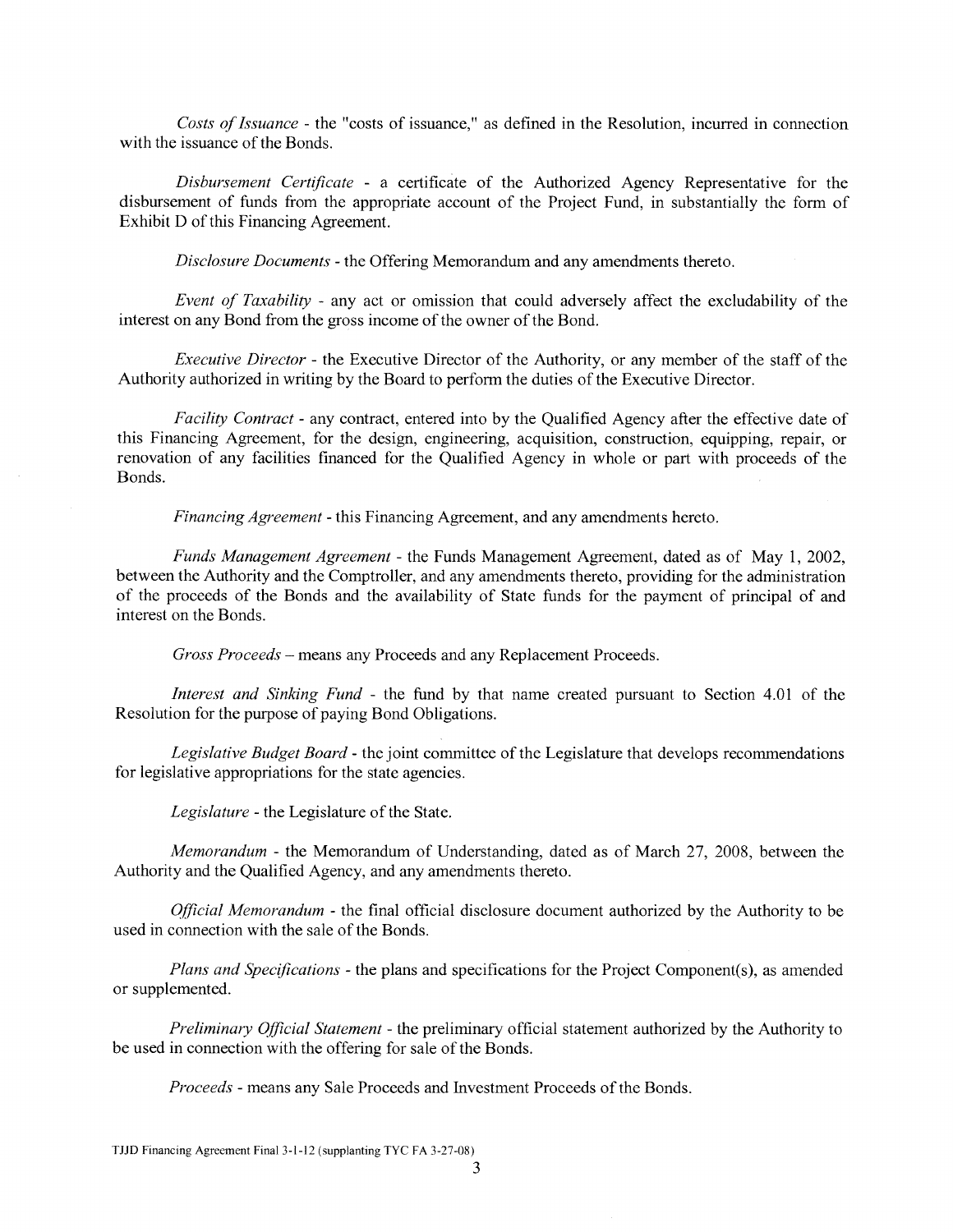*Costs of Issuance* - the "costs of issuance," as defined in the Resolution, incurred in connection with the issuance of the Bonds.

*Disbursement Certificate* - a certificate of the Authorized Agency Representative for the disbursement of funds from the appropriate account of the Project Fund, in substantially the form of Exhibit D of this Financing Agreement.

*Disclosure Documents* - the Offering Memorandum and any amendments thereto.

*Event of Taxability* - any act or omission that could adversely affect the excludability of the interest on any Bond from the gross income of the owner of the Bond.

*Executive Director* - the Executive Director of the Authority, or any member of the staff of the Authority authorized in writing by the Board to perform the duties of the Executive Director.

*Facility Contract* - any contract, entered into by the Qualified Agency after the effective date of this Financing Agreement, for the design, engineering, acquisition, construction, equipping, repair, or renovation of any facilities financed for the Qualified Agency in whole or part with proceeds of the Bonds.

*Financing Agreement* - this Financing Agreement, and any amendments hereto.

*Funds Management Agreement* - the Funds Management Agreement, dated as of May 1, 2002, between the Authority and the Comptroller, and any amendments thereto, providing for the administration of the proceeds of the Bonds and the availability of State funds for the payment of principal of and interest on the Bonds.

*Gross Proceeds* – means any Proceeds and any Replacement Proceeds.

*Interest and Sinking Fund* - the fund by that name created pursuant to Section 4.01 of the Resolution for the purpose of paying Bond Obligations.

*Legislative Budget Board* - the joint committee of the Legislature that develops recommendations for legislative appropriations for the state agencies.

*Legislature* - the Legislature of the State.

*Memorandum* - the Memorandum of Understanding, dated as of March 27, 2008, between the Authority and the Qualified Agency, and any amendments thereto.

*Official Memorandum* - the final official disclosure document authorized by the Authority to be used in connection with the sale of the Bonds.

*Plans and Specifications* - the plans and specifications for the Project Component(s), as amended or supplemented.

*Preliminary Official Statement* - the preliminary official statement authorized by the Authority to be used in connection with the offering for sale of the Bonds.

*Proceeds* - means any Sale Proceeds and Investment Proceeds of the Bonds.

TJJD Financing Agreement Final 3-1-12 (supplanting TYC FA 3-27-08)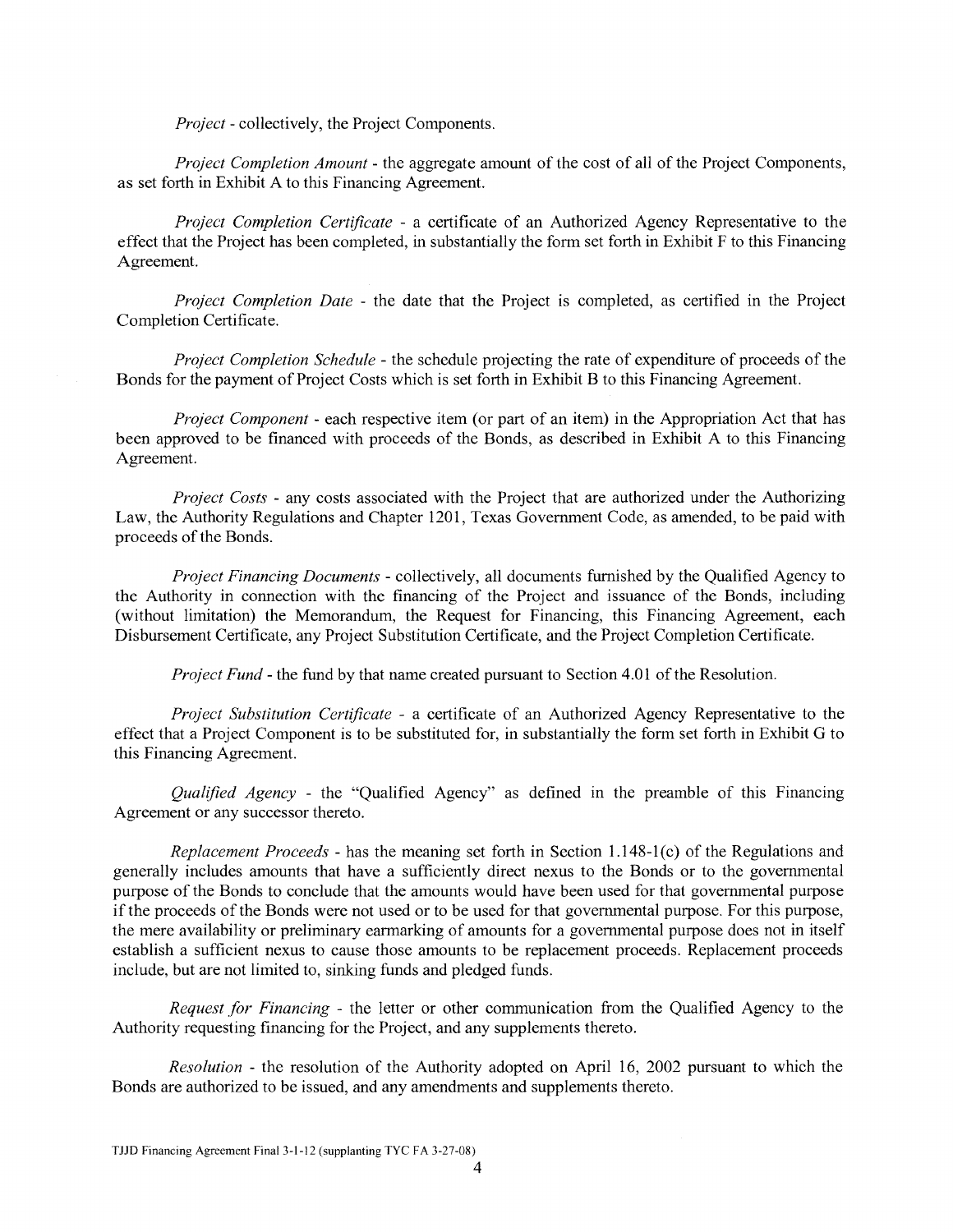*Project* - collectively, the Project Components.

*Project Completion Amount* - the aggregate amount of the cost of all of the Project Components, as set forth in Exhibit A to this Financing Agreement.

*Project Completion Certificate* - a certificate of an Authorized Agency Representative to the effect that the Project has been completed, in substantially the form set forth in Exhibit F to this Financing Agreement.

*Project Completion Date* - the date that the Project is completed, as certified in the Project Completion Certificate.

*Project Completion Schedule* - the schedule projecting the rate of expenditure of proceeds of the Bonds for the payment of Project Costs which is set forth in Exhibit B to this Financing Agreement.

*Project Component* - each respective item (or part of an item) in the Appropriation Act that has been approved to be financed with proceeds of the Bonds, as described in Exhibit A to this Financing Agreement.

*Project Costs* - any costs associated with the Project that are authorized under the Authorizing Law, the Authority Regulations and Chapter 1201, Texas Government Code, as amended, to be paid with proceeds of the Bonds.

*Project Financing Documents* - collectively, all documents furnished by the Qualified Agency to the Authority in connection with the financing of the Project and issuance of the Bonds, including (without limitation) the Memorandum, the Request for Financing, this Financing Agreement, each Disbursement Certificate, any Project Substitution Certificate, and the Project Completion Certificate.

*Project Fund* - the fund by that name created pursuant to Section 4.01 of the Resolution.

*Project Substitution Certificate* - a certificate of an Authorized Agency Representative to the effect that a Project Component is to be substituted for, in substantially the form set forth in Exhibit G to this Financing Agreement.

*Qualified Agency* - the "Qualified Agency" as defined in the preamble of this Financing Agreement or any successor thereto.

*Replacement Proceeds* - has the meaning set forth in Section 1.148-1(c) of the Regulations and generally includes amounts that have a sufficiently direct nexus to the Bonds or to the governmental purpose of the Bonds to conclude that the amounts would have been used for that governmental purpose if the proceeds of the Bonds were not used or to be used for that governmental purpose. For this purpose, the mere availability or preliminary earmarking of amounts for a governmental purpose does not in itself establish a sufficient nexus to cause those amounts to be replacement proceeds. Replacement proceeds include, but are not limited to, sinking funds and pledged funds.

*Request for Financing* - the letter or other communication from the Qualified Agency to the Authority requesting financing for the Project, and any supplements thereto.

*Resolution* - the resolution of the Authority adopted on April 16, 2002 pursuant to which the Bonds are authorized to be issued, and any amendments and supplements thereto.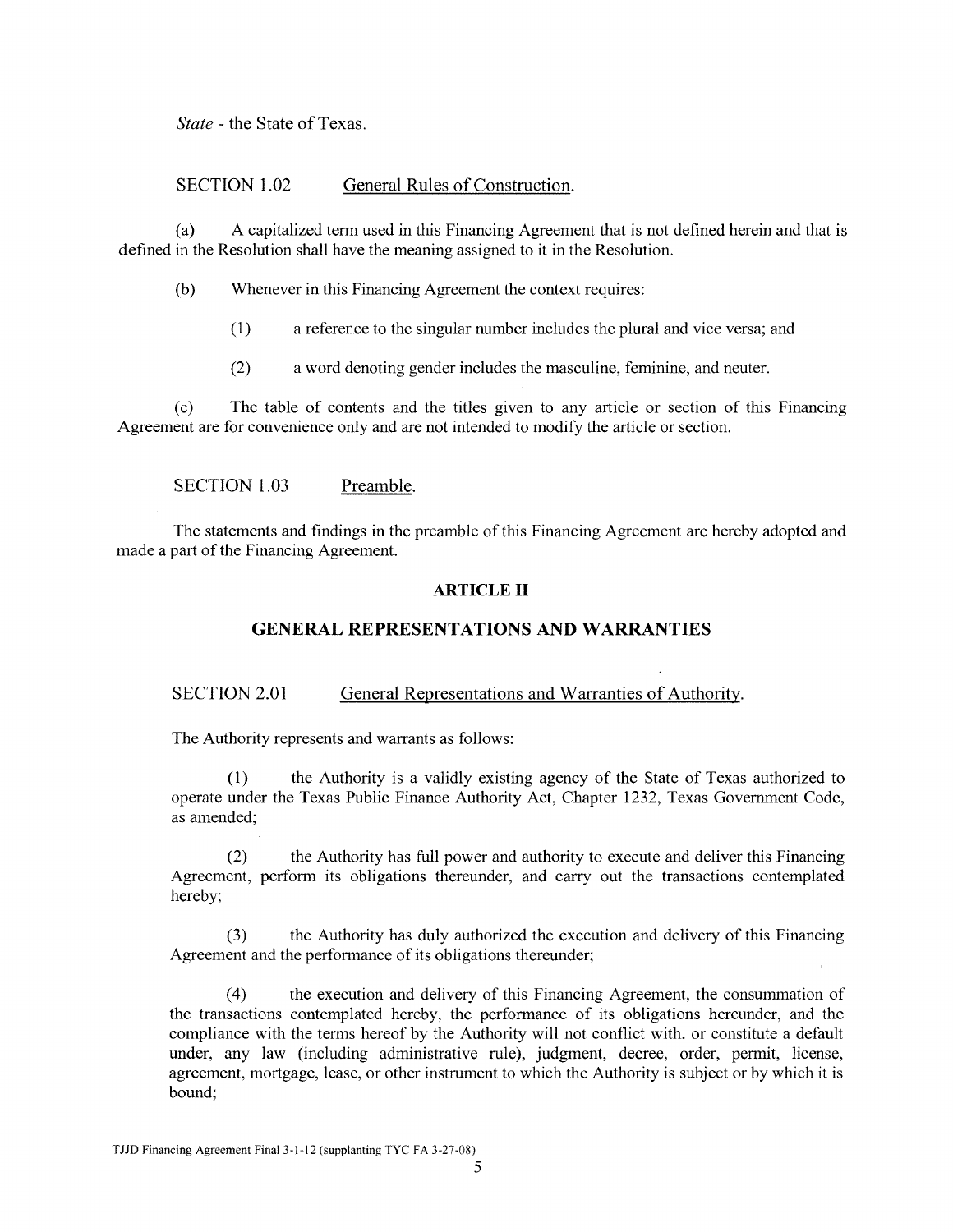*State* - the State of Texas.

SECTION 1.02 General Rules of Construction.

(a) A capitalized term used in this Financing Agreement that is not defined herein and that is defined in the Resolution shall have the meaning assigned to it in the Resolution.

(b) Whenever in this Financing Agreement the context requires:

(1) a reference to the singular number includes the plural and vice versa; and

(2) a word denoting gender includes the masculine, feminine, and neuter.

(c) The table of contents and the titles given to any article or section of this Financing Agreement are for convenience only and are not intended to modify the article or section.

SECTION 1.03 Preamble.

The statements and findings in the preamble of this Financing Agreement are hereby adopted and made a part of the Financing Agreement.

## ARTICLE II

## GENERAL REPRESENTATIONS AND WARRANTIES

SECTION 2.01 General Representations and Warranties of Authority.

The Authority represents and warrants as follows:

(1) the Authority is a validly existing agency of the State of Texas authorized to operate under the Texas Public Finance Authority Act, Chapter 1232, Texas Government Code, as amended;

(2) the Authority has full power and authority to execute and deliver this Financing Agreement, perform its obligations thereunder, and carry out the transactions contemplated hereby;

(3) the Authority has duly authorized the execution and delivery of this Financing Agreement and the performance of its obligations thereunder;

(4) the execution and delivery of this Financing Agreement, the consummation of the transactions contemplated hereby, the performance of its obligations hereunder, and the compliance with the terms hereof by the Authority will not conflict with, or constitute a default under, any law (including administrative rule), judgment, decree, order, permit, license, agreement, mortgage, lease, or other instrument to which the Authority is subject or by which it is bound;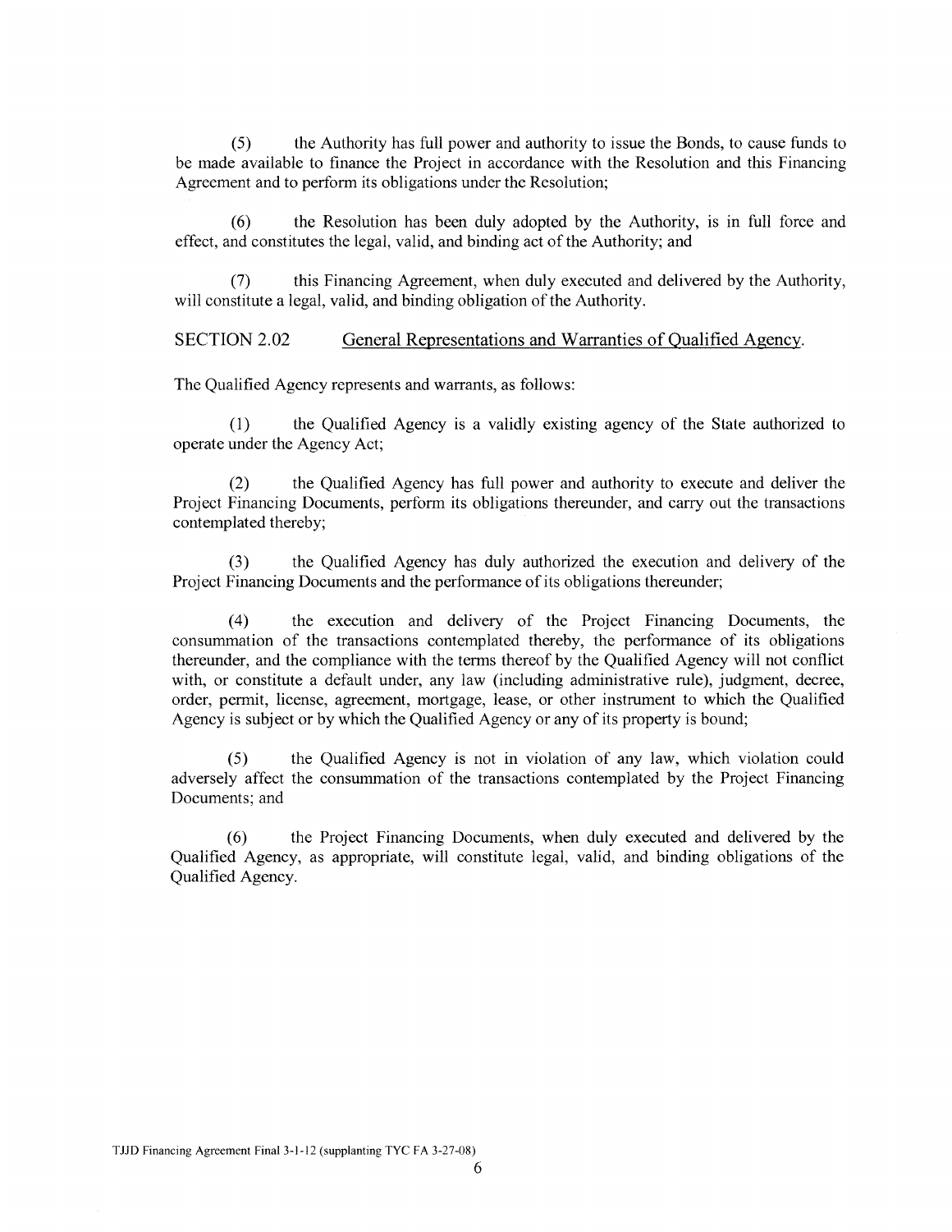(5) the Authority has full power and authority to issue the Bonds, to cause funds to be made available to finance the Project in accordance with the Resolution and this Financing Agreement and to perform its obligations under the Resolution;

(6) the Resolution has been duly adopted by the Authority, is in full force and effect, and constitutes the legal, valid, and binding act of the Authority; and

(7) this Financing Agreement, when duly executed and delivered by the Authority, will constitute a legal, valid, and binding obligation of the Authority.

SECTION 2.02 General Representations and Warranties of Qualified Agency.

The Qualified Agency represents and warrants, as follows:

(1) the Qualified Agency is a validly existing agency of the State authorized to operate under the Agency Act;

(2) the Qualified Agency has full power and authority to execute and deliver the Project Financing Documents, perform its obligations thereunder, and carry out the transactions contemplated thereby;

(3) the Qualified Agency has duly authorized the execution and delivery of the Project Financing Documents and the performance of its obligations thereunder;

(4) the execution and delivery of the Project Financing Documents, the consummation of the transactions contemplated thereby, the performance of its obligations thereunder, and the compliance with the terms thereof by the Qualified Agency will not conflict with, or constitute a default under, any law (including administrative rule), judgment, decree, order, permit, license, agreement, mortgage, lease, or other instrument to which the Qualified Agency is subject or by which the Qualified Agency or any of its property is bound;

(5) the Qualified Agency is not in violation of any law, which violation could adversely affect the consummation of the transactions contemplated by the Project Financing Documents; and

(6) the Project Financing Documents, when duly executed and delivered by the Qualified Agency, as appropriate, will constitute legal, valid, and binding obligations of the Qualified Agency.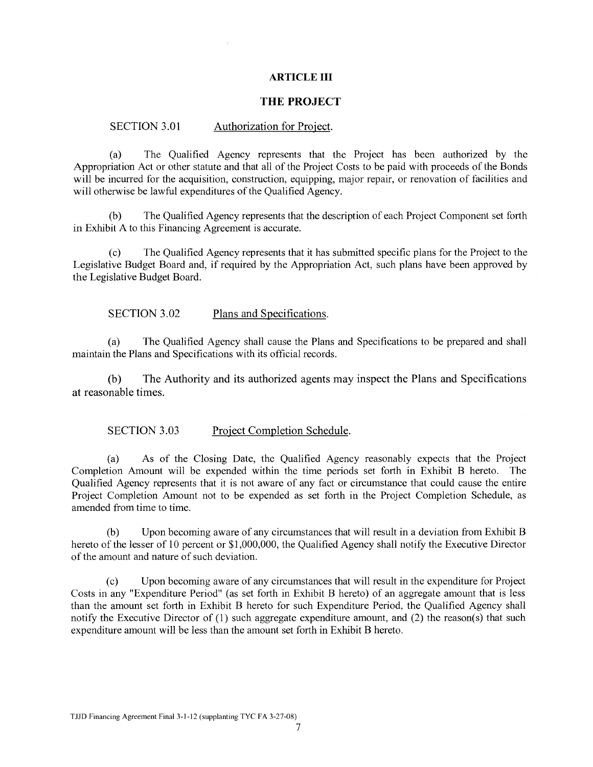# ARTICLE III

# THE PROJECT

SECTION 3.01 Authorization for Project.

(a) The Qualified Agency represents that the Project has been authorized by the Appropriation Act or other statute and that all of the Project Costs to be paid with proceeds of the Bonds will be incurred for the acquisition, construction, equipping, major repair, or renovation of facilities and will otherwise be lawful expenditures of the Qualified Agency.

(b) The Qualified Agency represents that the description of each Project Component set forth in Exhibit A to this Financing Agreement is accurate.

(c) The Qualified Agency represents that it has submitted specific plans for the Project to the Legislative Budget Board and, if required by the Appropriation Act, such plans have been approved by the Legislative Budget Board.

SECTION 3.02 Plans and Specifications.

(a) The Qualified Agency shall cause the Plans and Specifications to be prepared and shall maintain the Plans and Specifications with its official records.

(b) The Authority and its authorized agents may inspect the Plans and Specifications at reasonable times.

SECTION 3.03 Project Completion Schedule.

(a) As of the Closing Date, the Qualified Agency reasonably expects that the Project Completion Amount will be expended within the time periods set forth in Exhibit B hereto. The Qualified Agency represents that it is not aware of any fact or circumstance that could cause the entire Project Completion Amount not to be expended as set forth in the Project Completion Schedule, as amended from time to time.

(b) Upon becoming aware of any circumstances that will result in a deviation from Exhibit B hereto of the lesser of 10 percent or $1,000,000, the Qualified Agency shall notify the Executive Director of the amount and nature of such deviation.

(c) Upon becoming aware of any circumstances that will result in the expenditure for Project Costs in any "Expenditure Period" (as set forth in Exhibit B hereto) of an aggregate amount that is less than the amount set forth in Exhibit B hereto for such Expenditure Period, the Qualified Agency shall notify the Executive Director of (1) such aggregate expenditure amount, and (2) the reason(s) that such expenditure amount will be less than the amount set forth in Exhibit B hereto.

TJJD Financing Agreement Final 3-1-12 (supplanting TYC FA 3-27-08)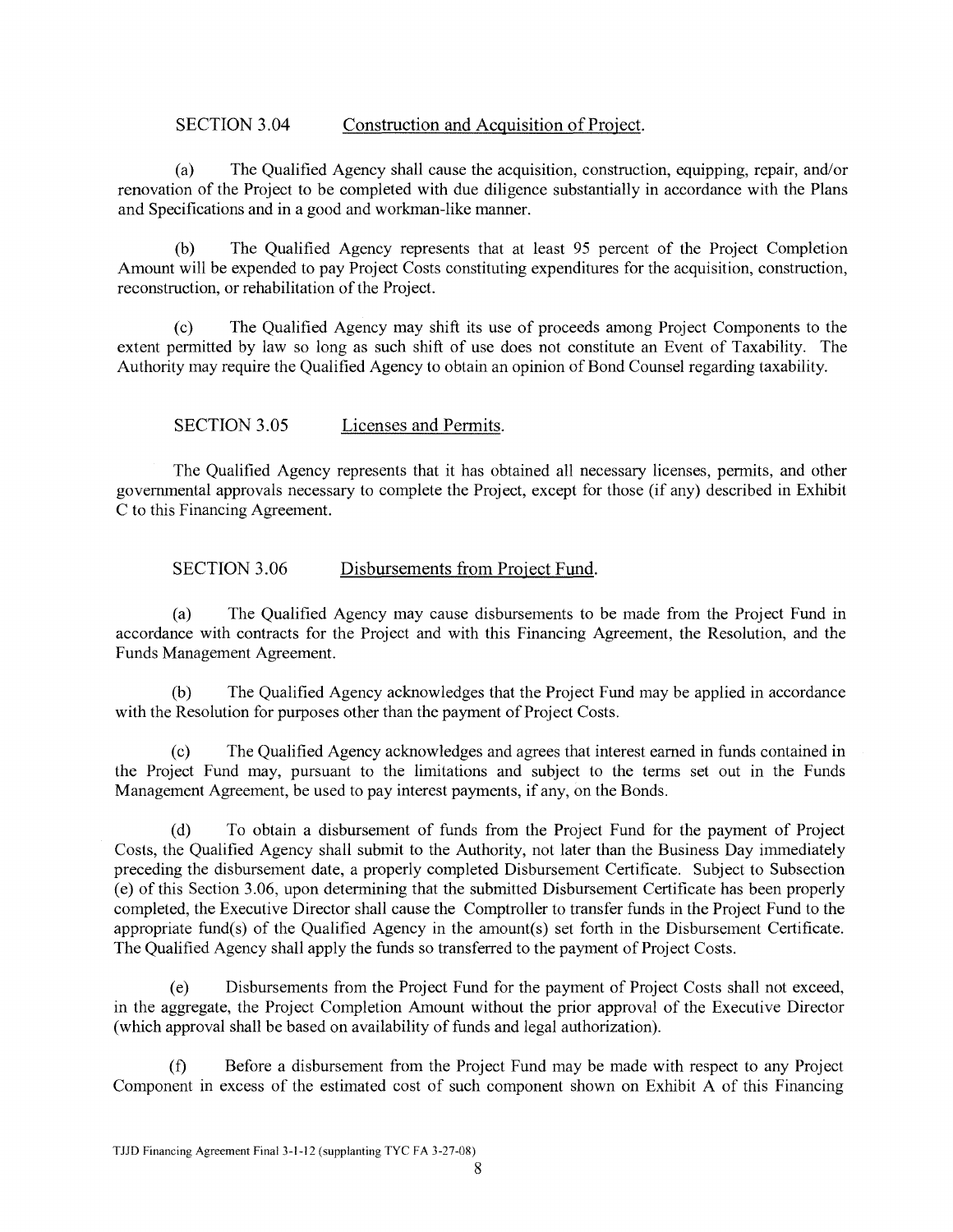### SECTION 3.04 Construction and Acquisition of Project.

(a) The Qualified Agency shall cause the acquisition, construction, equipping, repair, and/or renovation of the Project to be completed with due diligence substantially in accordance with the Plans and Specifications and in a good and workman-like manner.

(b) The Qualified Agency represents that at least 95 percent of the Project Completion Amount will be expended to pay Project Costs constituting expenditures for the acquisition, construction, reconstruction, or rehabilitation of the Project.

(c) The Qualified Agency may shift its use of proceeds among Project Components to the extent permitted by law so long as such shift of use does not constitute an Event of Taxability. The Authority may require the Qualified Agency to obtain an opinion of Bond Counsel regarding taxability.

### SECTION 3.05 Licenses and Permits.

The Qualified Agency represents that it has obtained all necessary licenses, permits, and other governmental approvals necessary to complete the Project, except for those (if any) described in Exhibit C to this Financing Agreement.

### SECTION 3.06 Disbursements from Project Fund.

(a) The Qualified Agency may cause disbursements to be made from the Project Fund in accordance with contracts for the Project and with this Financing Agreement, the Resolution, and the Funds Management Agreement.

(b) The Qualified Agency acknowledges that the Project Fund may be applied in accordance with the Resolution for purposes other than the payment of Project Costs.

(c) The Qualified Agency acknowledges and agrees that interest earned in funds contained in the Project Fund may, pursuant to the limitations and subject to the terms set out in the Funds Management Agreement, be used to pay interest payments, if any, on the Bonds.

(d) To obtain a disbursement of funds from the Project Fund for the payment of Project Costs, the Qualified Agency shall submit to the Authority, not later than the Business Day immediately preceding the disbursement date, a properly completed Disbursement Certificate. Subject to Subsection (e) of this Section 3.06, upon determining that the submitted Disbursement Certificate has been properly completed, the Executive Director shall cause the Comptroller to transfer funds in the Project Fund to the appropriate fund(s) of the Qualified Agency in the amount(s) set forth in the Disbursement Certificate. The Qualified Agency shall apply the funds so transferred to the payment of Project Costs.

(e) Disbursements from the Project Fund for the payment of Project Costs shall not exceed, in the aggregate, the Project Completion Amount without the prior approval of the Executive Director (which approval shall be based on availability of funds and legal authorization).

(f) Before a disbursement from the Project Fund may be made with respect to any Project Component in excess of the estimated cost of such component shown on Exhibit A of this Financing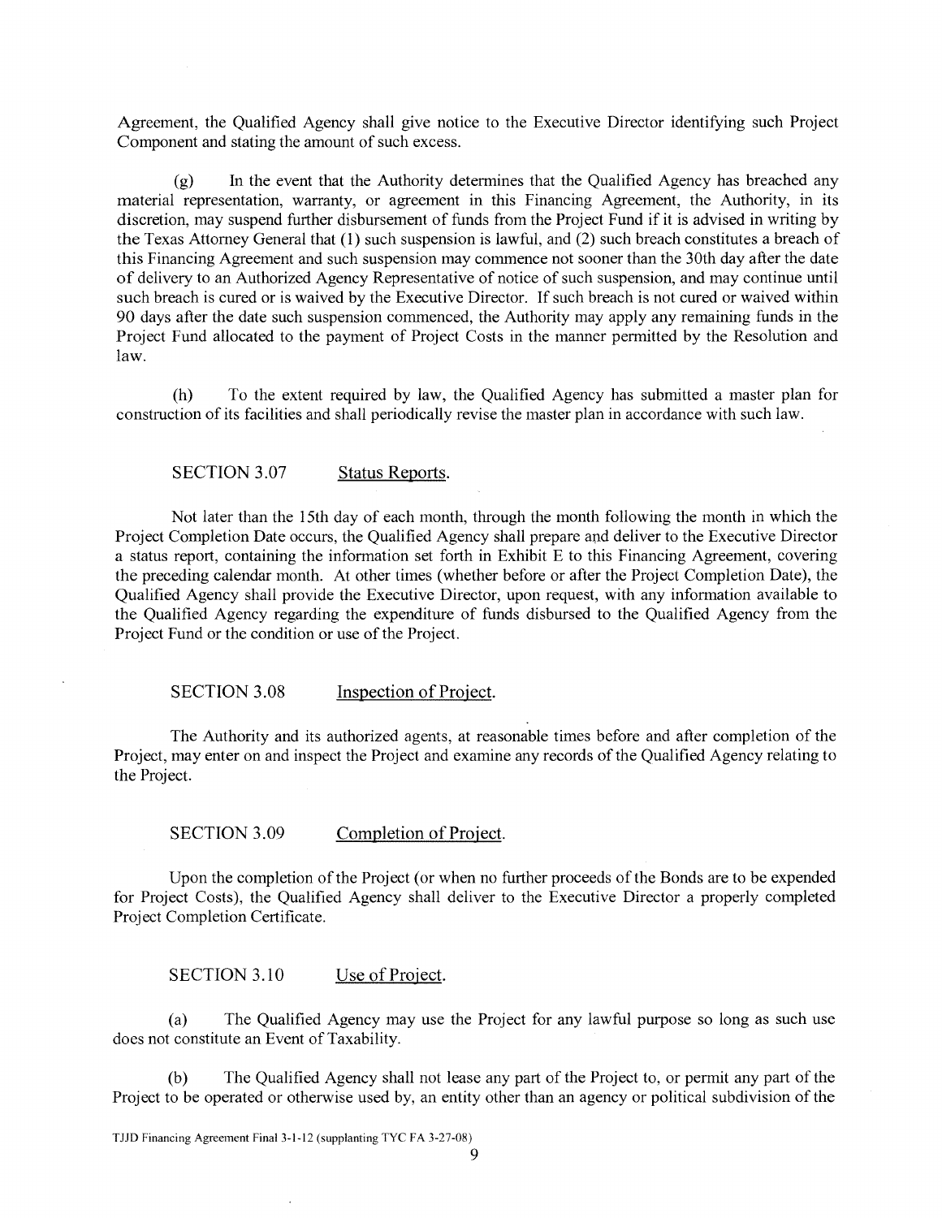Agreement, the Qualified Agency shall give notice to the Executive Director identifying such Project Component and stating the amount of such excess.

(g) In the event that the Authority determines that the Qualified Agency has breached any material representation, warranty, or agreement in this Financing Agreement, the Authority, in its discretion, may suspend further disbursement of funds from the Project Fund if it is advised in writing by the Texas Attorney General that (1) such suspension is lawful, and (2) such breach constitutes a breach of this Financing Agreement and such suspension may commence not sooner than the 30th day after the date of delivery to an Authorized Agency Representative of notice of such suspension, and may continue until such breach is cured or is waived by the Executive Director. If such breach is not cured or waived within 90 days after the date such suspension commenced, the Authority may apply any remaining funds in the Project Fund allocated to the payment of Project Costs in the manner permitted by the Resolution and law.

(h) To the extent required by law, the Qualified Agency has submitted a master plan for construction of its facilities and shall periodically revise the master plan in accordance with such law.

### SECTION 3.07 Status Reports.

Not later than the 15th day of each month, through the month following the month in which the Project Completion Date occurs, the Qualified Agency shall prepare and deliver to the Executive Director a status report, containing the information set forth in Exhibit E to this Financing Agreement, covering the preceding calendar month. At other times (whether before or after the Project Completion Date), the Qualified Agency shall provide the Executive Director, upon request, with any information available to the Qualified Agency regarding the expenditure of funds disbursed to the Qualified Agency from the Project Fund or the condition or use of the Project.

### SECTION 3.08 Inspection of Project.

The Authority and its authorized agents, at reasonable times before and after completion of the Project, may enter on and inspect the Project and examine any records of the Qualified Agency relating to the Project.

### SECTION 3.09 Completion of Project.

Upon the completion of the Project (or when no further proceeds of the Bonds are to be expended for Project Costs), the Qualified Agency shall deliver to the Executive Director a properly completed Project Completion Certificate.

### SECTION 3.10 Use of Project.

(a) The Qualified Agency may use the Project for any lawful purpose so long as such use does not constitute an Event of Taxability.

(b) The Qualified Agency shall not lease any part of the Project to, or permit any part of the Project to be operated or otherwise used by, an entity other than an agency or political subdivision of the

TJJD Financing Agreement Final 3-1-12 (supplanting TYC FA 3-27-08)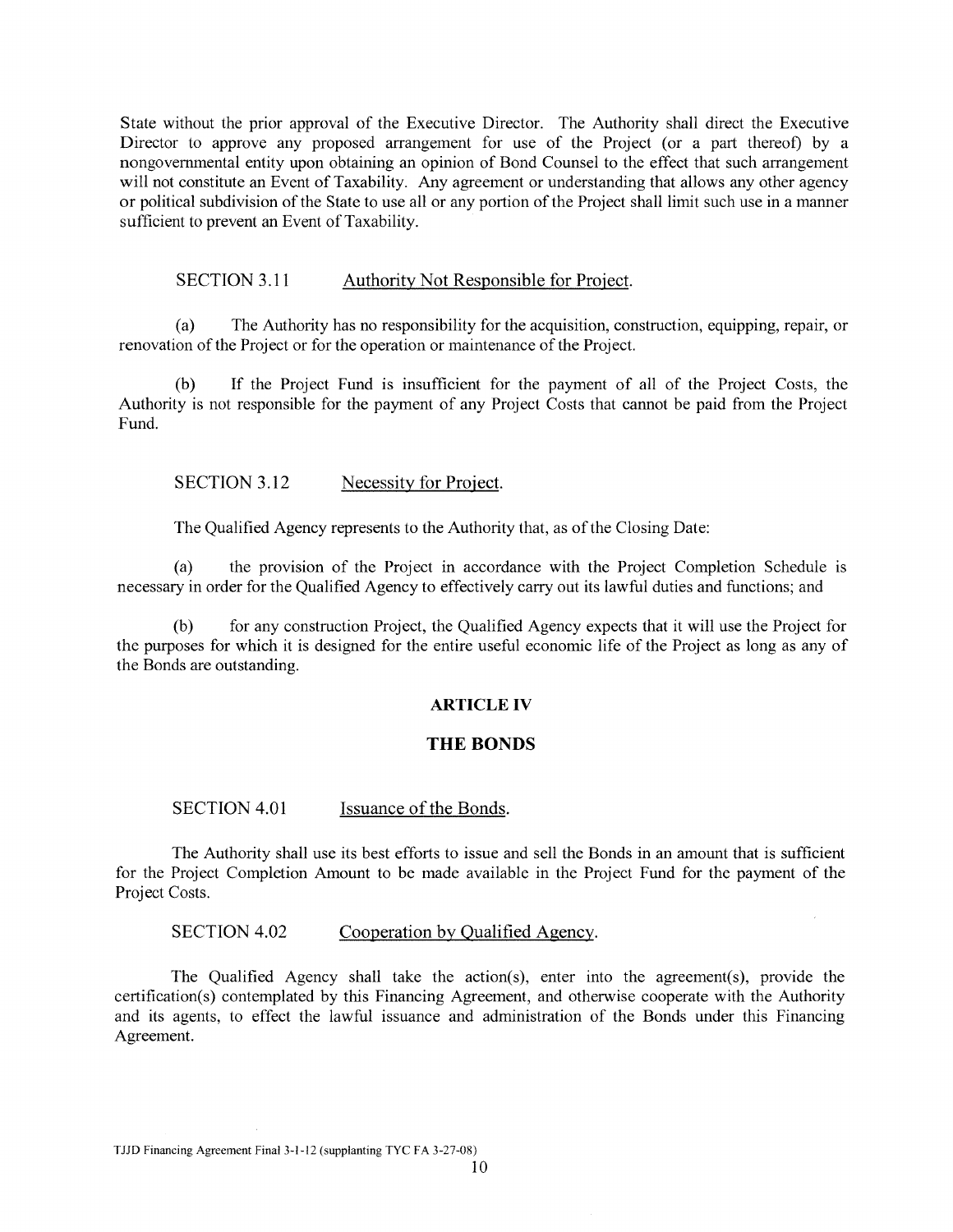State without the prior approval of the Executive Director. The Authority shall direct the Executive Director to approve any proposed arrangement for use of the Project (or a part thereof) by a nongovernmental entity upon obtaining an opinion of Bond Counsel to the effect that such arrangement will not constitute an Event of Taxability. Any agreement or understanding that allows any other agency or political subdivision of the State to use all or any portion of the Project shall limit such use in a manner sufficient to prevent an Event of Taxability.

SECTION 3.11 Authority Not Responsible for Project.

(a) The Authority has no responsibility for the acquisition, construction, equipping, repair, or renovation of the Project or for the operation or maintenance of the Project.

(b) If the Project Fund is insufficient for the payment of all of the Project Costs, the Authority is not responsible for the payment of any Project Costs that cannot be paid from the Project Fund.

SECTION 3.12 Necessity for Project.

The Qualified Agency represents to the Authority that, as of the Closing Date:

(a) the provision of the Project in accordance with the Project Completion Schedule is necessary in order for the Qualified Agency to effectively carry out its lawful duties and functions; and

(b) for any construction Project, the Qualified Agency expects that it will use the Project for the purposes for which it is designed for the entire useful economic life of the Project as long as any of the Bonds are outstanding.

## ARTICLE IV

## THE BONDS

SECTION 4.01 Issuance of the Bonds.

The Authority shall use its best efforts to issue and sell the Bonds in an amount that is sufficient for the Project Completion Amount to be made available in the Project Fund for the payment of the Project Costs.

SECTION 4.02 Cooperation by Qualified Agency.

The Qualified Agency shall take the action(s), enter into the agreement(s), provide the certification(s) contemplated by this Financing Agreement, and otherwise cooperate with the Authority and its agents, to effect the lawful issuance and administration of the Bonds under this Financing Agreement.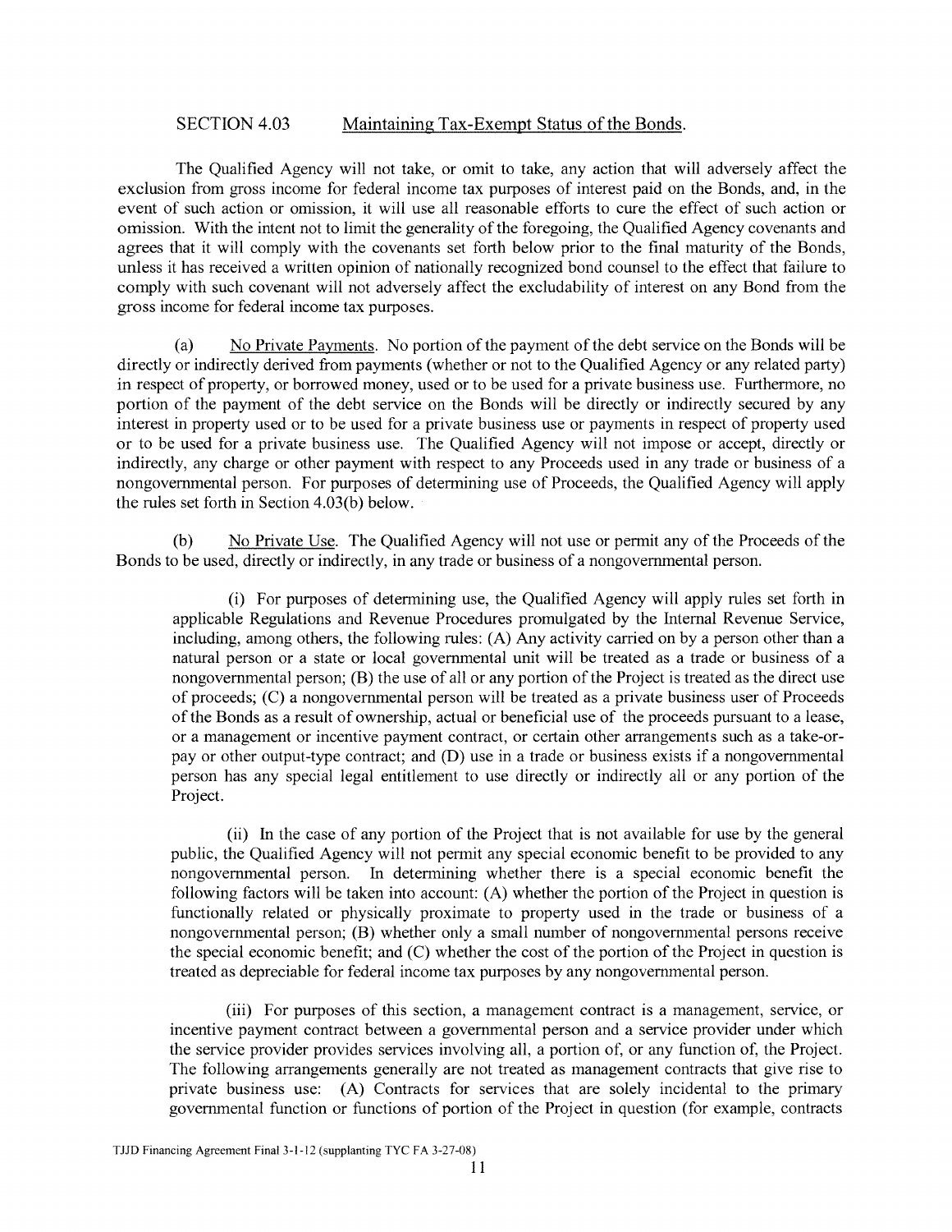SECTION 4.03 Maintaining Tax-Exempt Status of the Bonds.

The Qualified Agency will not take, or omit to take, any action that will adversely affect the exclusion from gross income for federal income tax purposes of interest paid on the Bonds, and, in the event of such action or omission, it will use all reasonable efforts to cure the effect of such action or omission. With the intent not to limit the generality of the foregoing, the Qualified Agency covenants and agrees that it will comply with the covenants set forth below prior to the final maturity of the Bonds, unless it has received a written opinion of nationally recognized bond counsel to the effect that failure to comply with such covenant will not adversely affect the excludability of interest on any Bond from the gross income for federal income tax purposes.

(a) No Private Payments. No portion of the payment of the debt service on the Bonds will be directly or indirectly derived from payments (whether or not to the Qualified Agency or any related party) in respect of property, or borrowed money, used or to be used for a private business use. Furthermore, no portion of the payment of the debt service on the Bonds will be directly or indirectly secured by any interest in property used or to be used for a private business use or payments in respect of property used or to be used for a private business use. The Qualified Agency will not impose or accept, directly or indirectly, any charge or other payment with respect to any Proceeds used in any trade or business of a nongovernmental person. For purposes of determining use of Proceeds, the Qualified Agency will apply the rules set forth in Section 4.03(b) below.

(b) No Private Use. The Qualified Agency will not use or permit any of the Proceeds of the Bonds to be used, directly or indirectly, in any trade or business of a nongovernmental person.

(i) For purposes of determining use, the Qualified Agency will apply rules set forth in applicable Regulations and Revenue Procedures promulgated by the Internal Revenue Service, including, among others, the following rules: (A) Any activity carried on by a person other than a natural person or a state or local governmental unit will be treated as a trade or business of a nongovernmental person; (B) the use of all or any portion of the Project is treated as the direct use of proceeds; (C) a nongovernmental person will be treated as a private business user of Proceeds of the Bonds as a result of ownership, actual or beneficial use of the proceeds pursuant to a lease, or a management or incentive payment contract, or certain other arrangements such as a take-or-pay or other output-type contract; and (D) use in a trade or business exists if a nongovernmental person has any special legal entitlement to use directly or indirectly all or any portion of the Project.

(ii) In the case of any portion of the Project that is not available for use by the general public, the Qualified Agency will not permit any special economic benefit to be provided to any nongovernmental person. In determining whether there is a special economic benefit the following factors will be taken into account: (A) whether the portion of the Project in question is functionally related or physically proximate to property used in the trade or business of a nongovernmental person; (B) whether only a small number of nongovernmental persons receive the special economic benefit; and (C) whether the cost of the portion of the Project in question is treated as depreciable for federal income tax purposes by any nongovernmental person.

(iii) For purposes of this section, a management contract is a management, service, or incentive payment contract between a governmental person and a service provider under which the service provider provides services involving all, a portion of, or any function of, the Project. The following arrangements generally are not treated as management contracts that give rise to private business use: (A) Contracts for services that are solely incidental to the primary governmental function or functions of portion of the Project in question (for example, contracts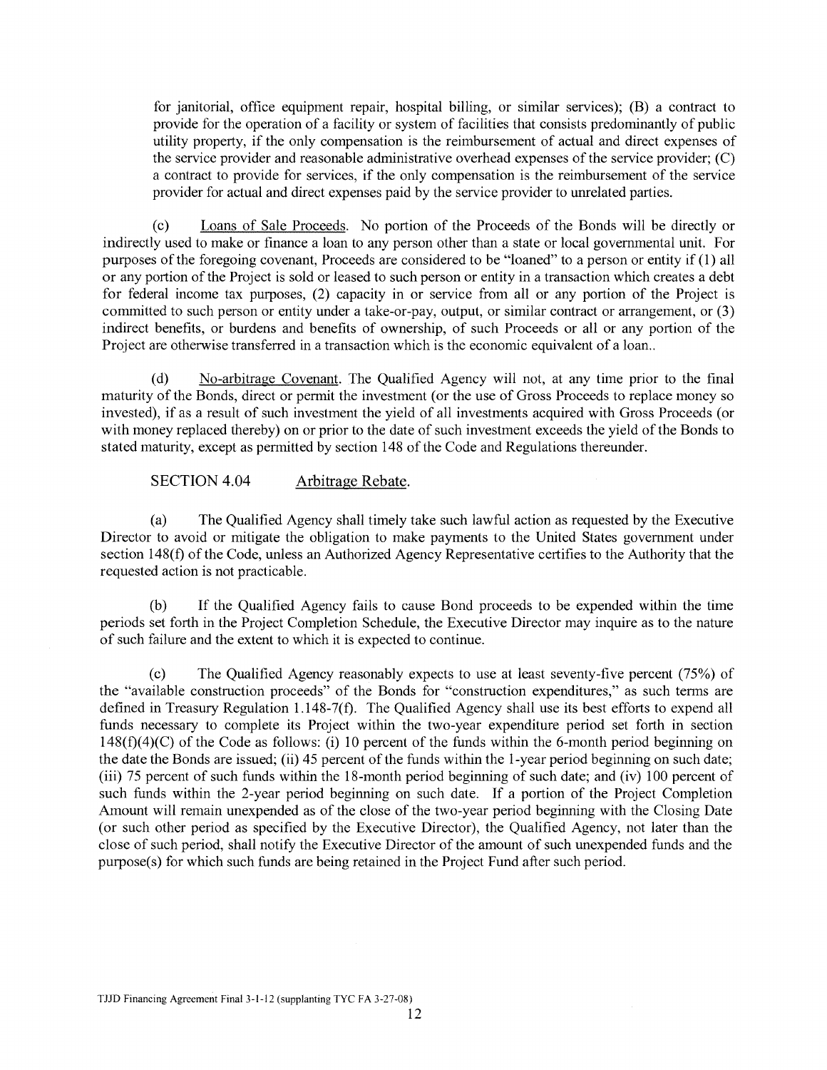for janitorial, office equipment repair, hospital billing, or similar services); (B) a contract to provide for the operation of a facility or system of facilities that consists predominantly of public utility property, if the only compensation is the reimbursement of actual and direct expenses of the service provider and reasonable administrative overhead expenses of the service provider; (C) a contract to provide for services, if the only compensation is the reimbursement of the service provider for actual and direct expenses paid by the service provider to unrelated parties.

(c) Loans of Sale Proceeds. No portion of the Proceeds of the Bonds will be directly or indirectly used to make or finance a loan to any person other than a state or local governmental unit. For purposes of the foregoing covenant, Proceeds are considered to be "loaned" to a person or entity if (1) all or any portion of the Project is sold or leased to such person or entity in a transaction which creates a debt for federal income tax purposes, (2) capacity in or service from all or any portion of the Project is committed to such person or entity under a take-or-pay, output, or similar contract or arrangement, or (3) indirect benefits, or burdens and benefits of ownership, of such Proceeds or all or any portion of the Project are otherwise transferred in a transaction which is the economic equivalent of a loan..

(d) No-arbitrage Covenant. The Qualified Agency will not, at any time prior to the final maturity of the Bonds, direct or permit the investment (or the use of Gross Proceeds to replace money so invested), if as a result of such investment the yield of all investments acquired with Gross Proceeds (or with money replaced thereby) on or prior to the date of such investment exceeds the yield of the Bonds to stated maturity, except as permitted by section 148 of the Code and Regulations thereunder.

SECTION 4.04 Arbitrage Rebate.

(a) The Qualified Agency shall timely take such lawful action as requested by the Executive Director to avoid or mitigate the obligation to make payments to the United States government under section 148(f) of the Code, unless an Authorized Agency Representative certifies to the Authority that the requested action is not practicable.

(b) If the Qualified Agency fails to cause Bond proceeds to be expended within the time periods set forth in the Project Completion Schedule, the Executive Director may inquire as to the nature of such failure and the extent to which it is expected to continue.

(c) The Qualified Agency reasonably expects to use at least seventy-five percent (75%) of the "available construction proceeds" of the Bonds for "construction expenditures," as such terms are defined in Treasury Regulation 1.148-7(f). The Qualified Agency shall use its best efforts to expend all funds necessary to complete its Project within the two-year expenditure period set forth in section 148(f)(4)(C) of the Code as follows: (i) 10 percent of the funds within the 6-month period beginning on the date the Bonds are issued; (ii) 45 percent of the funds within the 1-year period beginning on such date; (iii) 75 percent of such funds within the 18-month period beginning of such date; and (iv) 100 percent of such funds within the 2-year period beginning on such date. If a portion of the Project Completion Amount will remain unexpended as of the close of the two-year period beginning with the Closing Date (or such other period as specified by the Executive Director), the Qualified Agency, not later than the close of such period, shall notify the Executive Director of the amount of such unexpended funds and the purpose(s) for which such funds are being retained in the Project Fund after such period.

TJJD Financing Agreement Final 3-1-12 (supplanting TYC FA 3-27-08)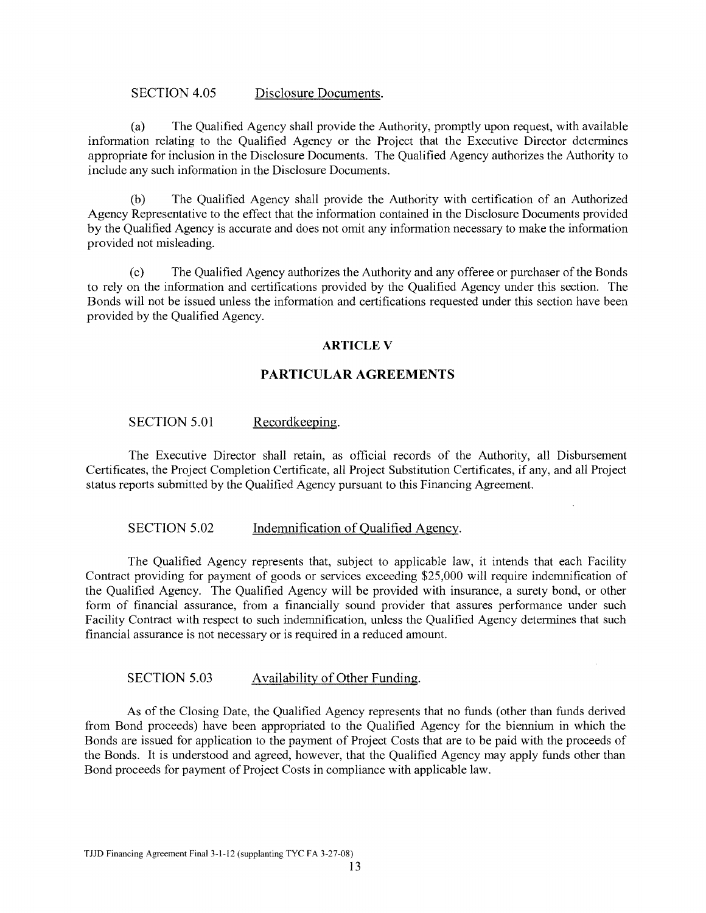SECTION 4.05 Disclosure Documents.

(a) The Qualified Agency shall provide the Authority, promptly upon request, with available information relating to the Qualified Agency or the Project that the Executive Director determines appropriate for inclusion in the Disclosure Documents. The Qualified Agency authorizes the Authority to include any such information in the Disclosure Documents.

(b) The Qualified Agency shall provide the Authority with certification of an Authorized Agency Representative to the effect that the information contained in the Disclosure Documents provided by the Qualified Agency is accurate and does not omit any information necessary to make the information provided not misleading.

(c) The Qualified Agency authorizes the Authority and any offeree or purchaser of the Bonds to rely on the information and certifications provided by the Qualified Agency under this section. The Bonds will not be issued unless the information and certifications requested under this section have been provided by the Qualified Agency.

## ARTICLE V

## PARTICULAR AGREEMENTS

SECTION 5.01 Recordkeeping.

The Executive Director shall retain, as official records of the Authority, all Disbursement Certificates, the Project Completion Certificate, all Project Substitution Certificates, if any, and all Project status reports submitted by the Qualified Agency pursuant to this Financing Agreement.

SECTION 5.02 Indemnification of Qualified Agency.

The Qualified Agency represents that, subject to applicable law, it intends that each Facility Contract providing for payment of goods or services exceeding $25,000 will require indemnification of the Qualified Agency. The Qualified Agency will be provided with insurance, a surety bond, or other form of financial assurance, from a financially sound provider that assures performance under such Facility Contract with respect to such indemnification, unless the Qualified Agency determines that such financial assurance is not necessary or is required in a reduced amount.

SECTION 5.03 Availability of Other Funding.

As of the Closing Date, the Qualified Agency represents that no funds (other than funds derived from Bond proceeds) have been appropriated to the Qualified Agency for the biennium in which the Bonds are issued for application to the payment of Project Costs that are to be paid with the proceeds of the Bonds. It is understood and agreed, however, that the Qualified Agency may apply funds other than Bond proceeds for payment of Project Costs in compliance with applicable law.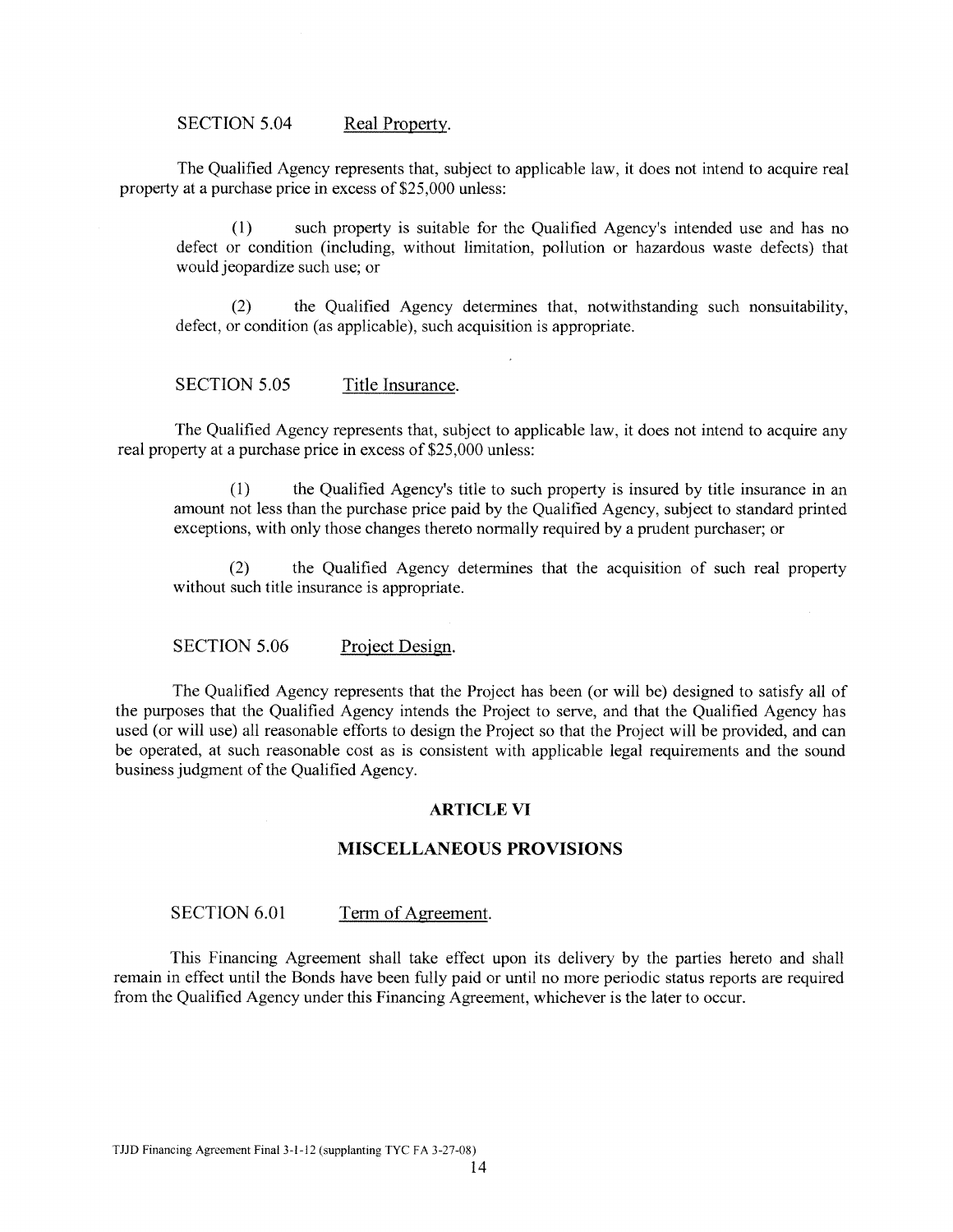SECTION 5.04 Real Property.

The Qualified Agency represents that, subject to applicable law, it does not intend to acquire real property at a purchase price in excess of $25,000 unless:

(1) such property is suitable for the Qualified Agency's intended use and has no defect or condition (including, without limitation, pollution or hazardous waste defects) that would jeopardize such use; or

(2) the Qualified Agency determines that, notwithstanding such nonsuitability, defect, or condition (as applicable), such acquisition is appropriate.

SECTION 5.05 Title Insurance.

The Qualified Agency represents that, subject to applicable law, it does not intend to acquire any real property at a purchase price in excess of $25,000 unless:

(1) the Qualified Agency's title to such property is insured by title insurance in an amount not less than the purchase price paid by the Qualified Agency, subject to standard printed exceptions, with only those changes thereto normally required by a prudent purchaser; or

(2) the Qualified Agency determines that the acquisition of such real property without such title insurance is appropriate.

SECTION 5.06 Project Design.

The Qualified Agency represents that the Project has been (or will be) designed to satisfy all of the purposes that the Qualified Agency intends the Project to serve, and that the Qualified Agency has used (or will use) all reasonable efforts to design the Project so that the Project will be provided, and can be operated, at such reasonable cost as is consistent with applicable legal requirements and the sound business judgment of the Qualified Agency.

## ARTICLE VI

## MISCELLANEOUS PROVISIONS

SECTION 6.01 Term of Agreement.

This Financing Agreement shall take effect upon its delivery by the parties hereto and shall remain in effect until the Bonds have been fully paid or until no more periodic status reports are required from the Qualified Agency under this Financing Agreement, whichever is the later to occur.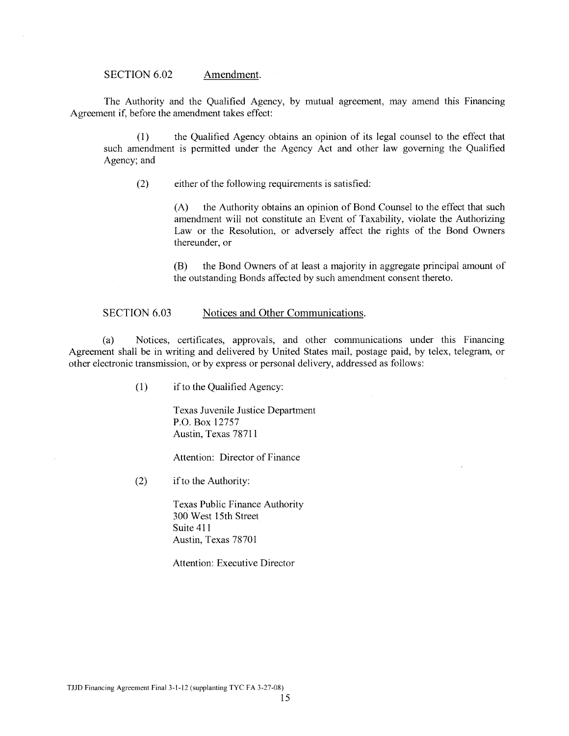SECTION 6.02 Amendment.

The Authority and the Qualified Agency, by mutual agreement, may amend this Financing Agreement if, before the amendment takes effect:

(1) the Qualified Agency obtains an opinion of its legal counsel to the effect that such amendment is permitted under the Agency Act and other law governing the Qualified Agency; and

(2) either of the following requirements is satisfied:

(A) the Authority obtains an opinion of Bond Counsel to the effect that such amendment will not constitute an Event of Taxability, violate the Authorizing Law or the Resolution, or adversely affect the rights of the Bond Owners thereunder, or

(B) the Bond Owners of at least a majority in aggregate principal amount of the outstanding Bonds affected by such amendment consent thereto.

SECTION 6.03 Notices and Other Communications.

(a) Notices, certificates, approvals, and other communications under this Financing Agreement shall be in writing and delivered by United States mail, postage paid, by telex, telegram, or other electronic transmission, or by express or personal delivery, addressed as follows:

(1) if to the Qualified Agency:

Texas Juvenile Justice Department
P.O. Box 12757
Austin, Texas 78711

Attention: Director of Finance

(2) if to the Authority:

Texas Public Finance Authority
300 West 15th Street
Suite 411
Austin, Texas 78701

Attention: Executive Director

TJJD Financing Agreement Final 3-1-12 (supplanting TYC FA 3-27-08)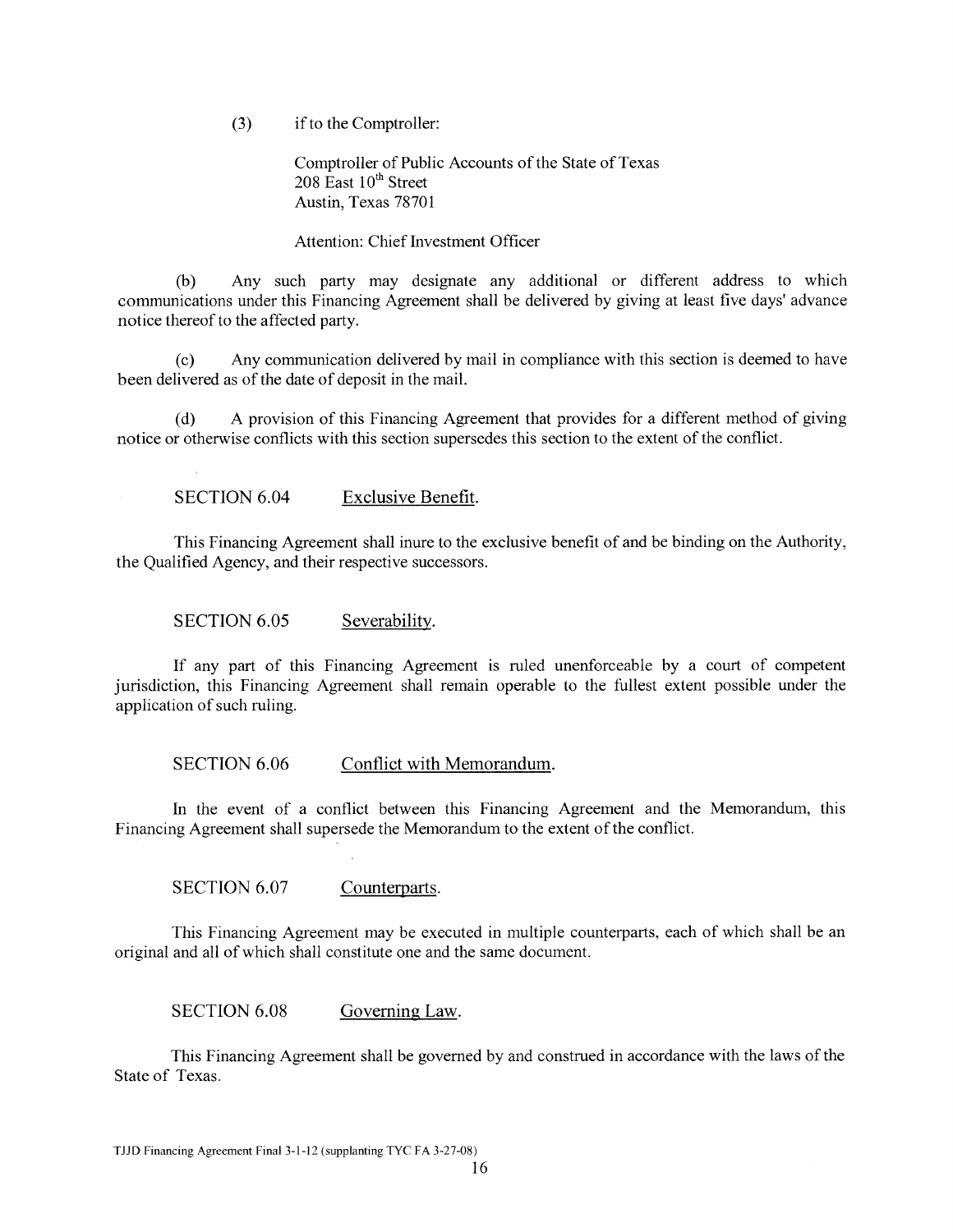(3) if to the Comptroller:

Comptroller of Public Accounts of the State of Texas
208 East 10th Street
Austin, Texas 78701

Attention: Chief Investment Officer

(b) Any such party may designate any additional or different address to which communications under this Financing Agreement shall be delivered by giving at least five days' advance notice thereof to the affected party.

(c) Any communication delivered by mail in compliance with this section is deemed to have been delivered as of the date of deposit in the mail.

(d) A provision of this Financing Agreement that provides for a different method of giving notice or otherwise conflicts with this section supersedes this section to the extent of the conflict.

SECTION 6.04 Exclusive Benefit.

This Financing Agreement shall inure to the exclusive benefit of and be binding on the Authority, the Qualified Agency, and their respective successors.

SECTION 6.05 Severability.

If any part of this Financing Agreement is ruled unenforceable by a court of competent jurisdiction, this Financing Agreement shall remain operable to the fullest extent possible under the application of such ruling.

SECTION 6.06 Conflict with Memorandum.

In the event of a conflict between this Financing Agreement and the Memorandum, this Financing Agreement shall supersede the Memorandum to the extent of the conflict.

SECTION 6.07 Counterparts.

This Financing Agreement may be executed in multiple counterparts, each of which shall be an original and all of which shall constitute one and the same document.

SECTION 6.08 Governing Law.

This Financing Agreement shall be governed by and construed in accordance with the laws of the State of Texas.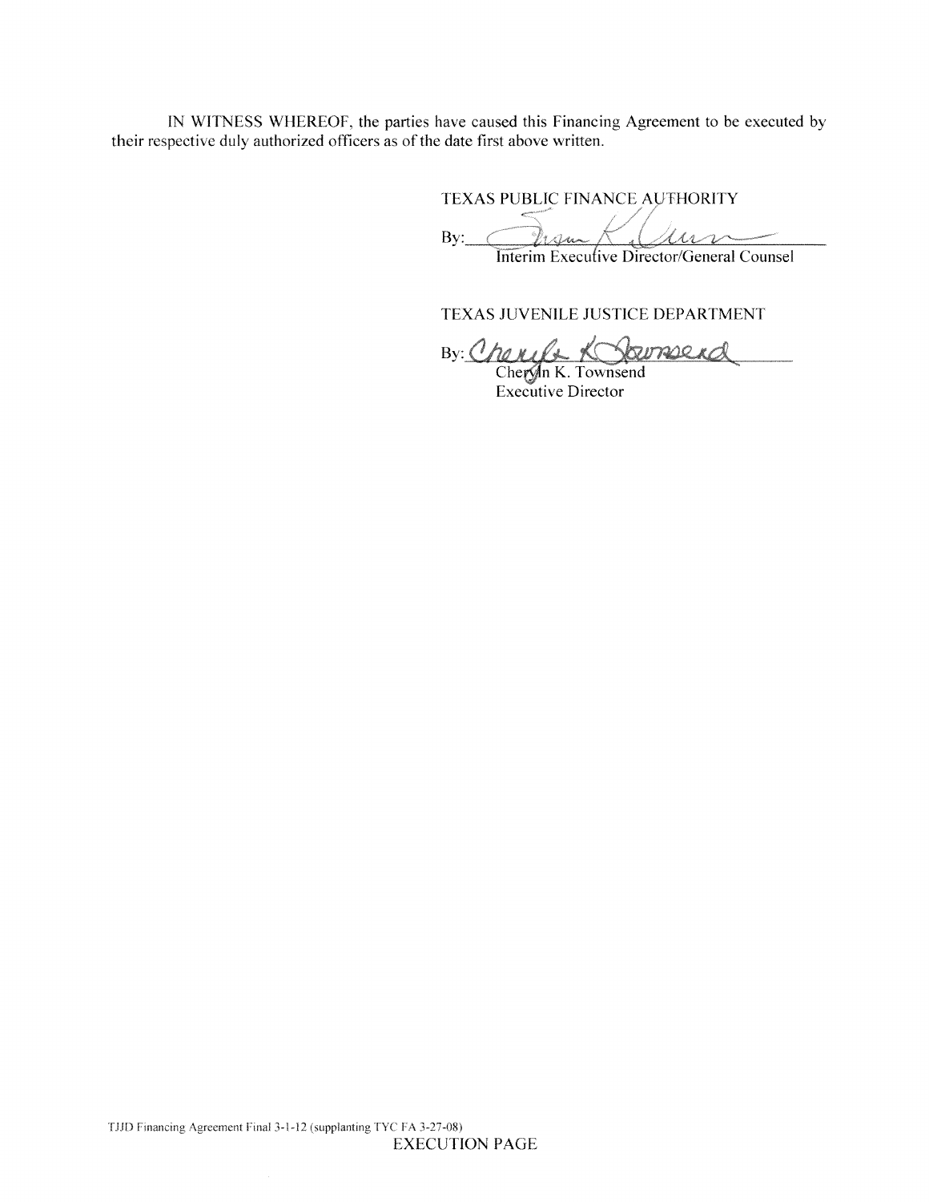IN WITNESS WHEREOF, the parties have caused this Financing Agreement to be executed by their respective duly authorized officers as of the date first above written.

TEXAS PUBLIC FINANCE AUTHORITY

By: ________________________________
Interim Executive Director/General Counsel

TEXAS JUVENILE JUSTICE DEPARTMENT

By: ________________________________
Cherylin K. Townsend
Executive Director

TJJD Financing Agreement Final 3-1-12 (supplanting TYC FA 3-27-08)

EXECUTION PAGE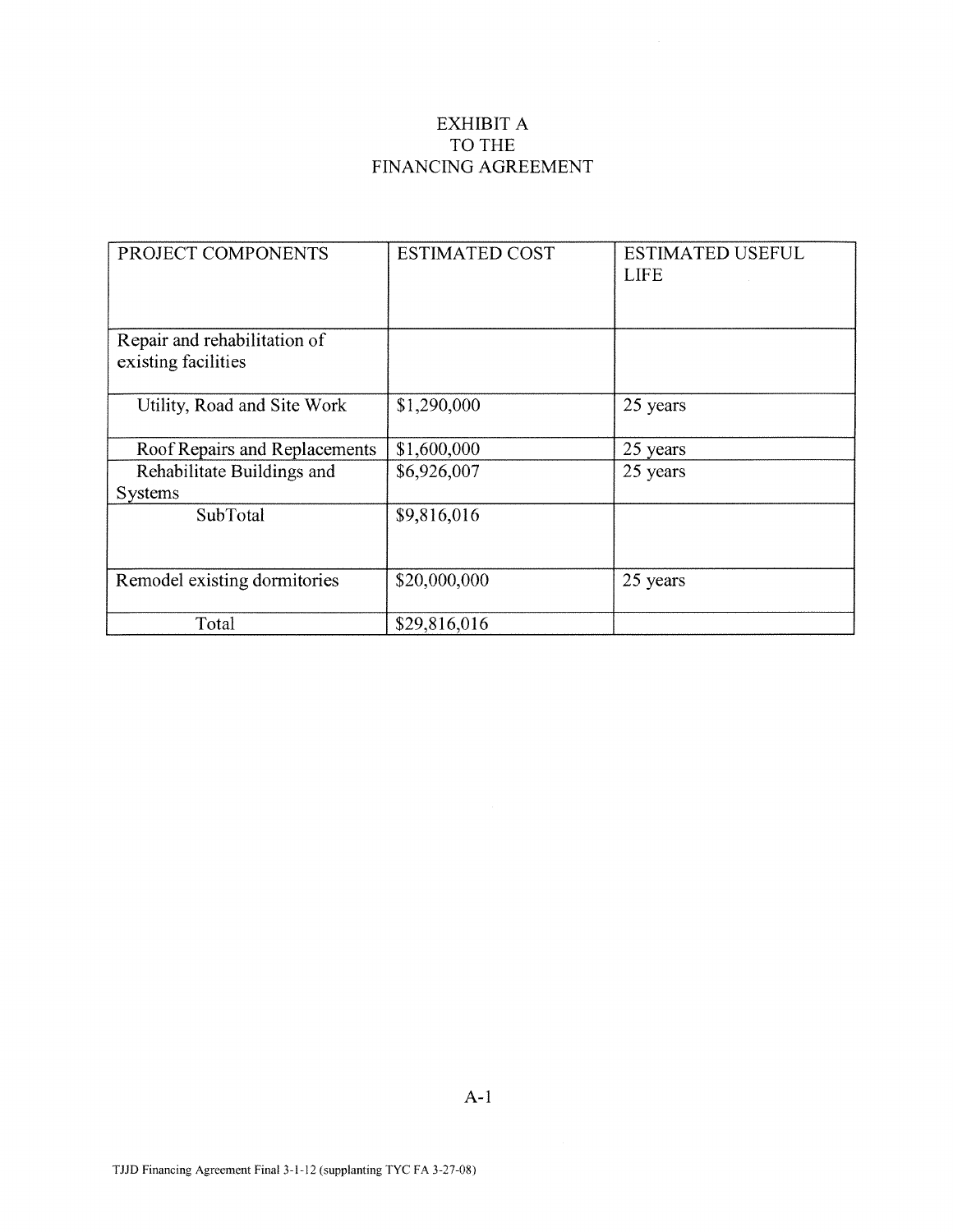# EXHIBIT A
# TO THE
# FINANCING AGREEMENT

| PROJECT COMPONENTS | ESTIMATED COST | ESTIMATED USEFUL LIFE |
|---|---|---|
| Repair and rehabilitation of existing facilities | | |
| Utility, Road and Site Work | $1,290,000 | 25 years |
| Roof Repairs and Replacements | $1,600,000 | 25 years |
| Rehabilitate Buildings and Systems | $6,926,007 | 25 years |
| SubTotal | $9,816,016 | |
| Remodel existing dormitories | $20,000,000 | 25 years |
| Total | $29,816,016 | |

A-1

TJJD Financing Agreement Final 3-1-12 (supplanting TYC FA 3-27-08)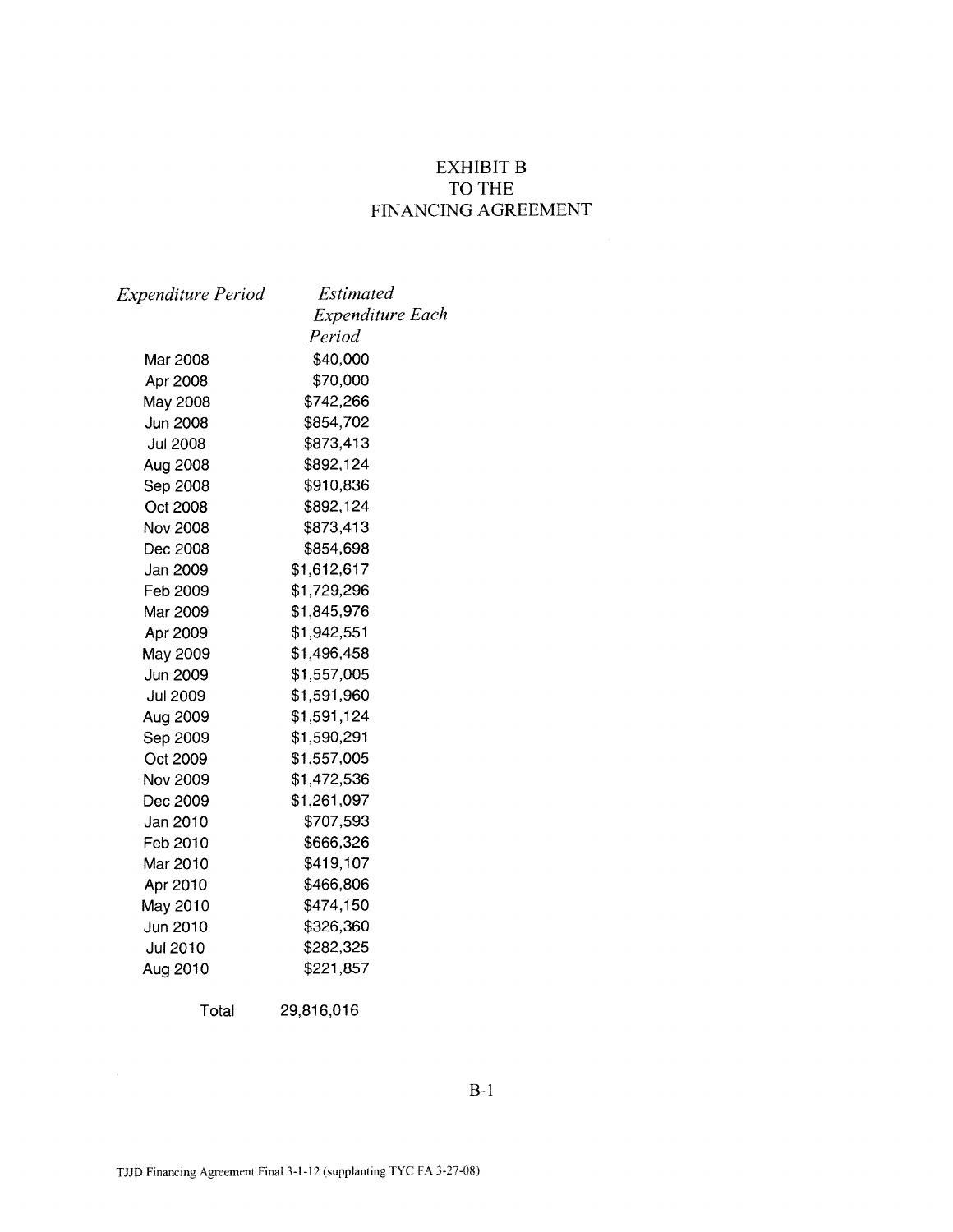# EXHIBIT B
# TO THE
# FINANCING AGREEMENT

| *Expenditure Period* | *Estimated Expenditure Each Period* |
|---|---|
| Mar 2008 | $40,000 |
| Apr 2008 | $70,000 |
| May 2008 | $742,266 |
| Jun 2008 | $854,702 |
| Jul 2008 | $873,413 |
| Aug 2008 | $892,124 |
| Sep 2008 | $910,836 |
| Oct 2008 | $892,124 |
| Nov 2008 | $873,413 |
| Dec 2008 | $854,698 |
| Jan 2009 | $1,612,617 |
| Feb 2009 | $1,729,296 |
| Mar 2009 | $1,845,976 |
| Apr 2009 | $1,942,551 |
| May 2009 | $1,496,458 |
| Jun 2009 | $1,557,005 |
| Jul 2009 | $1,591,960 |
| Aug 2009 | $1,591,124 |
| Sep 2009 | $1,590,291 |
| Oct 2009 | $1,557,005 |
| Nov 2009 | $1,472,536 |
| Dec 2009 | $1,261,097 |
| Jan 2010 | $707,593 |
| Feb 2010 | $666,326 |
| Mar 2010 | $419,107 |
| Apr 2010 | $466,806 |
| May 2010 | $474,150 |
| Jun 2010 | $326,360 |
| Jul 2010 | $282,325 |
| Aug 2010 | $221,857 |
| Total | 29,816,016 |

B-1

TJJD Financing Agreement Final 3-1-12 (supplanting TYC FA 3-27-08)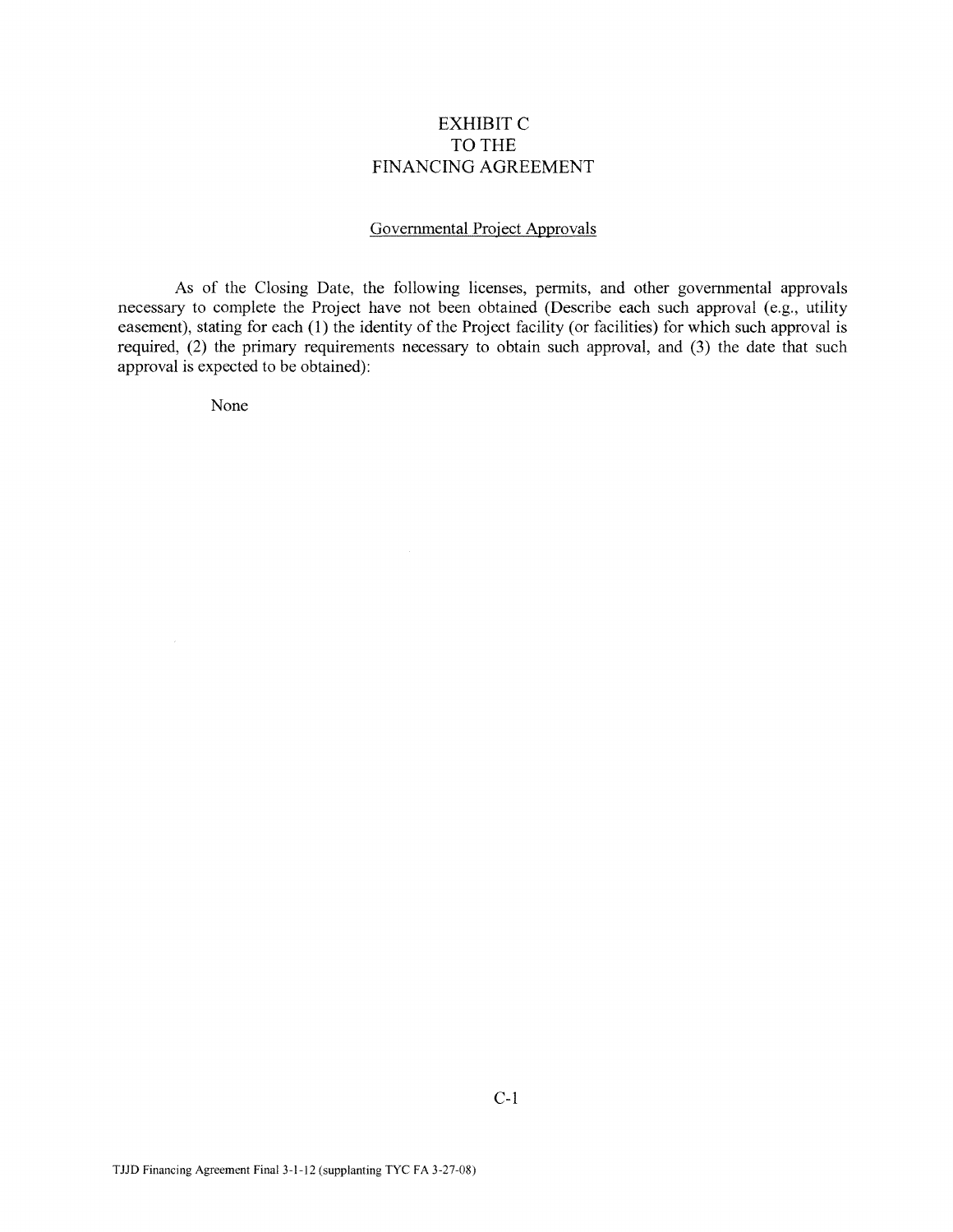# EXHIBIT C
# TO THE
# FINANCING AGREEMENT

## Governmental Project Approvals

As of the Closing Date, the following licenses, permits, and other governmental approvals necessary to complete the Project have not been obtained (Describe each such approval (e.g., utility easement), stating for each (1) the identity of the Project facility (or facilities) for which such approval is required, (2) the primary requirements necessary to obtain such approval, and (3) the date that such approval is expected to be obtained):

None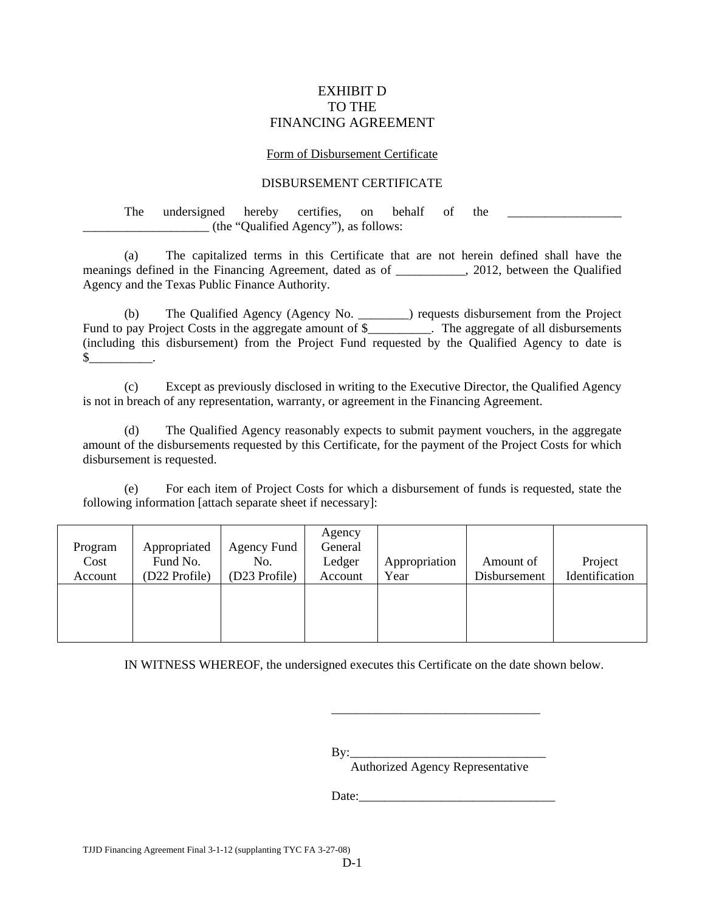# EXHIBIT D
# TO THE
# FINANCING AGREEMENT

Form of Disbursement Certificate

DISBURSEMENT CERTIFICATE

The undersigned hereby certifies, on behalf of the __________________ ____________________ (the "Qualified Agency"), as follows:

(a) The capitalized terms in this Certificate that are not herein defined shall have the meanings defined in the Financing Agreement, dated as of ___________, 2012, between the Qualified Agency and the Texas Public Finance Authority.

(b) The Qualified Agency (Agency No. ________) requests disbursement from the Project Fund to pay Project Costs in the aggregate amount of $__________. The aggregate of all disbursements (including this disbursement) from the Project Fund requested by the Qualified Agency to date is $__________.

(c) Except as previously disclosed in writing to the Executive Director, the Qualified Agency is not in breach of any representation, warranty, or agreement in the Financing Agreement.

(d) The Qualified Agency reasonably expects to submit payment vouchers, in the aggregate amount of the disbursements requested by this Certificate, for the payment of the Project Costs for which disbursement is requested.

(e) For each item of Project Costs for which a disbursement of funds is requested, state the following information [attach separate sheet if necessary]:

| Program Cost Account | Appropriated Fund No. (D22 Profile) | Agency Fund No. (D23 Profile) | Agency General Ledger Account | Appropriation Year | Amount of Disbursement | Project Identification |
|---|---|---|---|---|---|---|
| | | | | | | |

IN WITNESS WHEREOF, the undersigned executes this Certificate on the date shown below.

_________________________________

By:_______________________________
Authorized Agency Representative

Date:_______________________________

TJJD Financing Agreement Final 3-1-12 (supplanting TYC FA 3-27-08)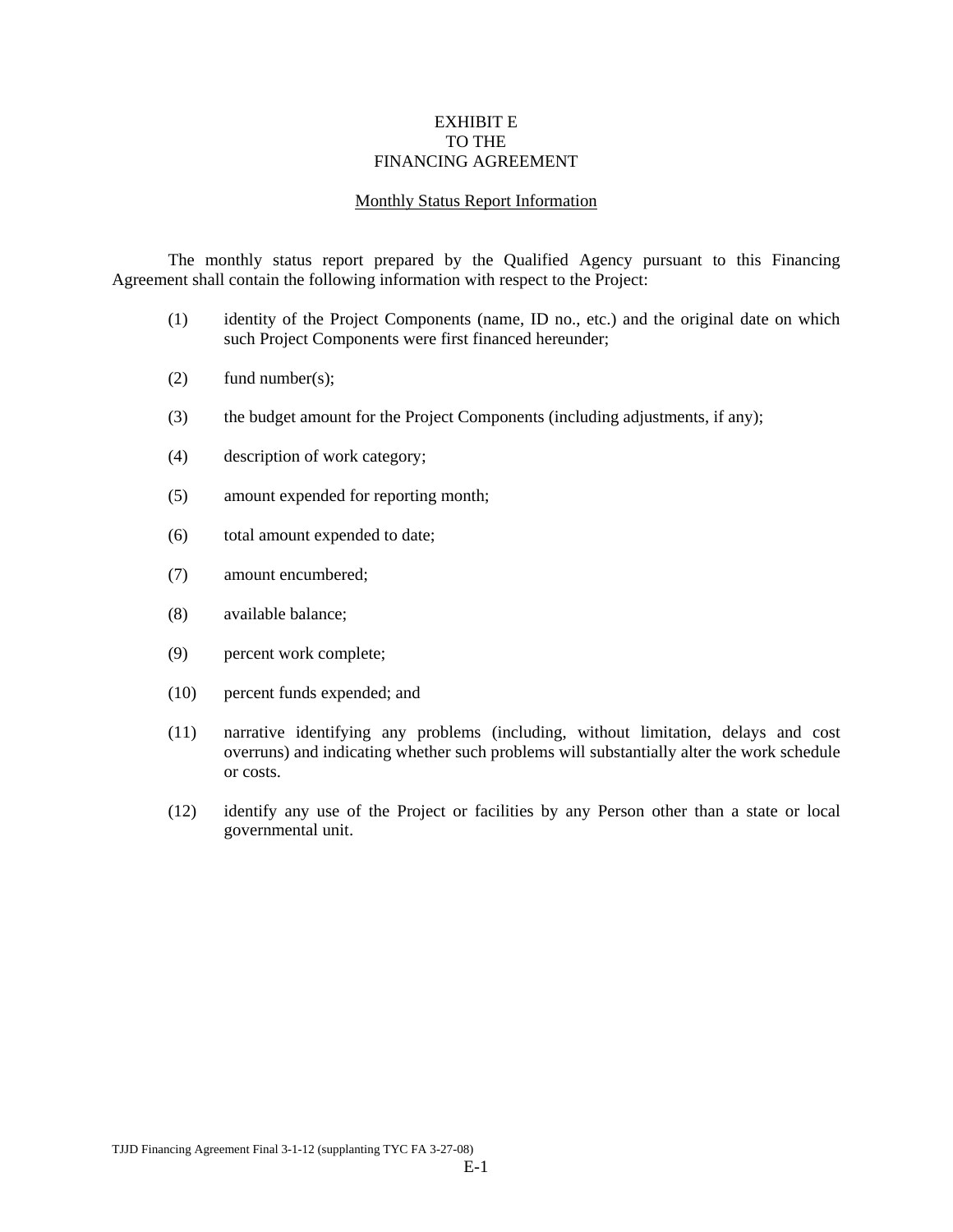# EXHIBIT E
# TO THE
# FINANCING AGREEMENT

## Monthly Status Report Information

The monthly status report prepared by the Qualified Agency pursuant to this Financing Agreement shall contain the following information with respect to the Project:

(1) identity of the Project Components (name, ID no., etc.) and the original date on which such Project Components were first financed hereunder;

(2) fund number(s);

(3) the budget amount for the Project Components (including adjustments, if any);

(4) description of work category;

(5) amount expended for reporting month;

(6) total amount expended to date;

(7) amount encumbered;

(8) available balance;

(9) percent work complete;

(10) percent funds expended; and

(11) narrative identifying any problems (including, without limitation, delays and cost overruns) and indicating whether such problems will substantially alter the work schedule or costs.

(12) identify any use of the Project or facilities by any Person other than a state or local governmental unit.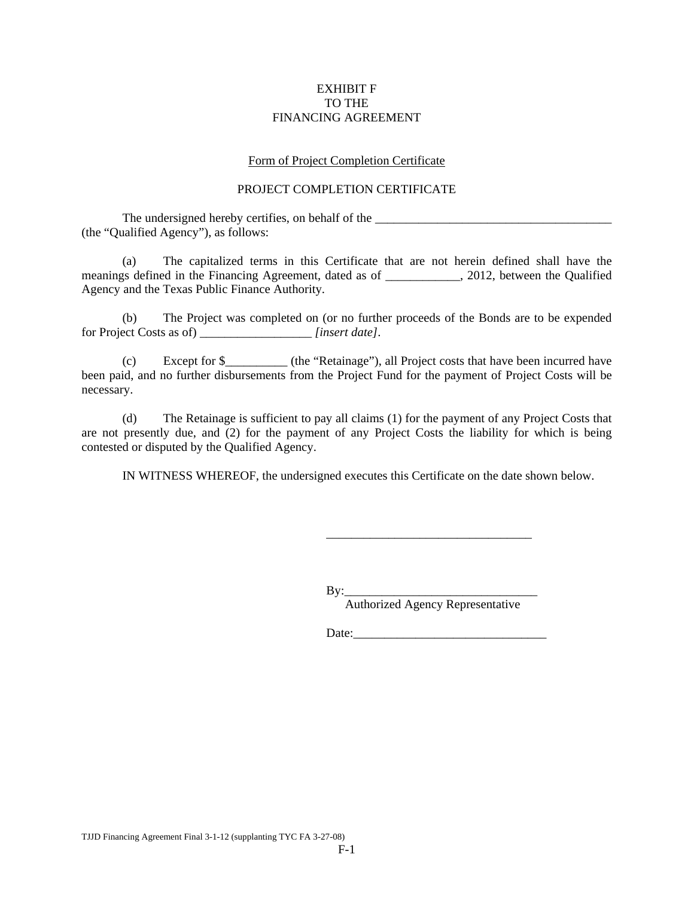EXHIBIT F
TO THE
FINANCING AGREEMENT

Form of Project Completion Certificate

PROJECT COMPLETION CERTIFICATE

The undersigned hereby certifies, on behalf of the ________________________________________ (the "Qualified Agency"), as follows:

(a) The capitalized terms in this Certificate that are not herein defined shall have the meanings defined in the Financing Agreement, dated as of ____________, 2012, between the Qualified Agency and the Texas Public Finance Authority.

(b) The Project was completed on (or no further proceeds of the Bonds are to be expended for Project Costs as of) __________________ *[insert date]*.

(c) Except for $__________ (the "Retainage"), all Project costs that have been incurred have been paid, and no further disbursements from the Project Fund for the payment of Project Costs will be necessary.

(d) The Retainage is sufficient to pay all claims (1) for the payment of any Project Costs that are not presently due, and (2) for the payment of any Project Costs the liability for which is being contested or disputed by the Qualified Agency.

IN WITNESS WHEREOF, the undersigned executes this Certificate on the date shown below.

__________________________________

By:_______________________________
Authorized Agency Representative

Date:_______________________________

TJJD Financing Agreement Final 3-1-12 (supplanting TYC FA 3-27-08)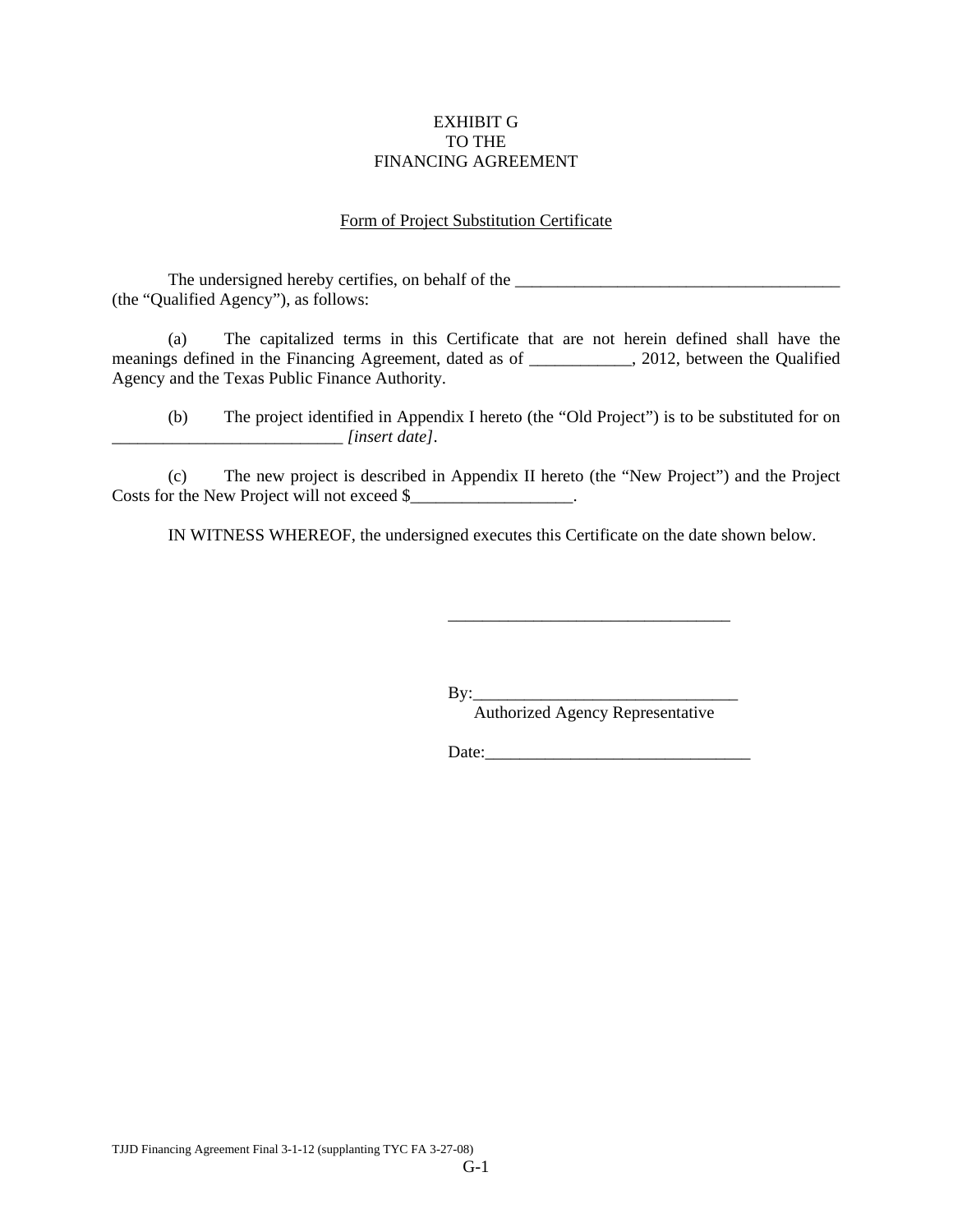EXHIBIT G
TO THE
FINANCING AGREEMENT

Form of Project Substitution Certificate

The undersigned hereby certifies, on behalf of the _______________________________________ (the "Qualified Agency"), as follows:

(a) The capitalized terms in this Certificate that are not herein defined shall have the meanings defined in the Financing Agreement, dated as of ____________, 2012, between the Qualified Agency and the Texas Public Finance Authority.

(b) The project identified in Appendix I hereto (the "Old Project") is to be substituted for on ___________________________ *[insert date]*.

(c) The new project is described in Appendix II hereto (the "New Project") and the Project Costs for the New Project will not exceed $___________________.

IN WITNESS WHEREOF, the undersigned executes this Certificate on the date shown below.

_________________________________

By:______________________________
Authorized Agency Representative

Date:_______________________________

TJJD Financing Agreement Final 3-1-12 (supplanting TYC FA 3-27-08)